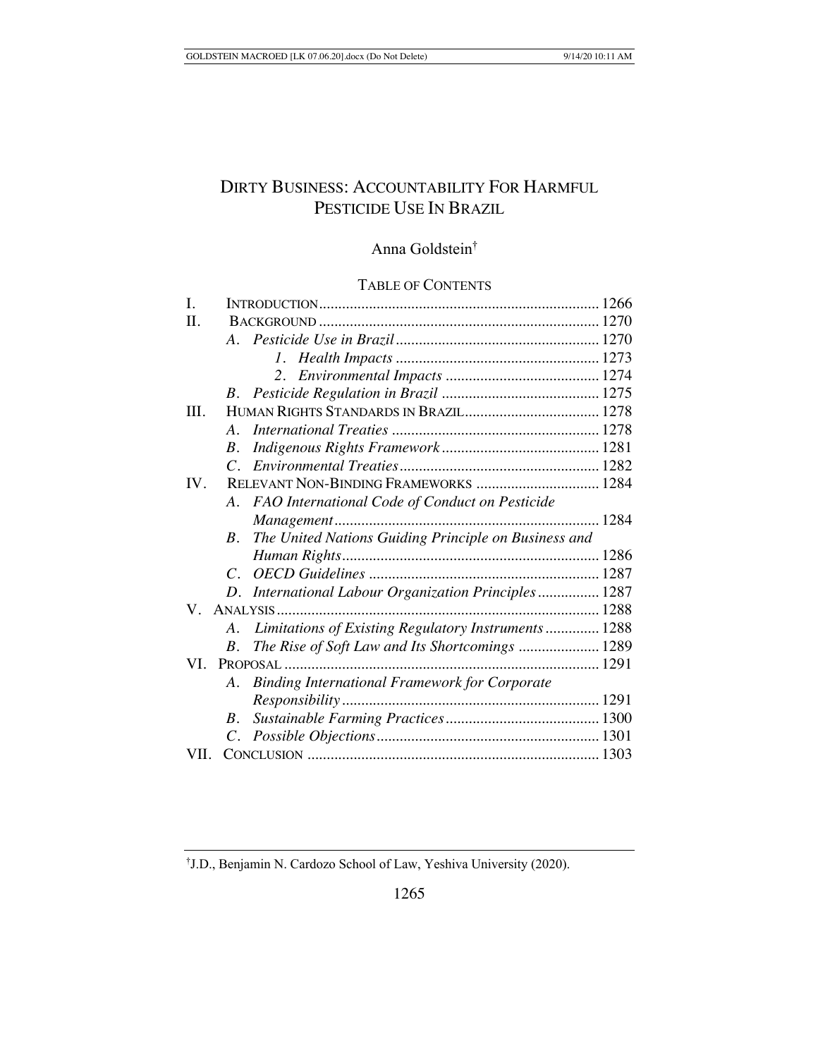# DIRTY BUSINESS: ACCOUNTABILITY FOR HARMFUL PESTICIDE USE IN BRAZIL

Anna Goldstein[†]

TABLE OF CONTENTS

| | | |
|---|---|---|
| I. | INTRODUCTION | 1266 |
| II. | BACKGROUND | 1270 |
| | *A. Pesticide Use in Brazil* | 1270 |
| | *1. Health Impacts* | 1273 |
| | *2. Environmental Impacts* | 1274 |
| | *B. Pesticide Regulation in Brazil* | 1275 |
| III. | HUMAN RIGHTS STANDARDS IN BRAZIL | 1278 |
| | *A. International Treaties* | 1278 |
| | *B. Indigenous Rights Framework* | 1281 |
| | *C. Environmental Treaties* | 1282 |
| IV. | RELEVANT NON-BINDING FRAMEWORKS | 1284 |
| | *A. FAO International Code of Conduct on Pesticide Management* | 1284 |
| | *B. The United Nations Guiding Principle on Business and Human Rights* | 1286 |
| | *C. OECD Guidelines* | 1287 |
| | *D. International Labour Organization Principles* | 1287 |
| V. | ANALYSIS | 1288 |
| | *A. Limitations of Existing Regulatory Instruments* | 1288 |
| | *B. The Rise of Soft Law and Its Shortcomings* | 1289 |
| VI. | PROPOSAL | 1291 |
| | *A. Binding International Framework for Corporate Responsibility* | 1291 |
| | *B. Sustainable Farming Practices* | 1300 |
| | *C. Possible Objections* | 1301 |
| VII. | CONCLUSION | 1303 |

[†]J.D., Benjamin N. Cardozo School of Law, Yeshiva University (2020).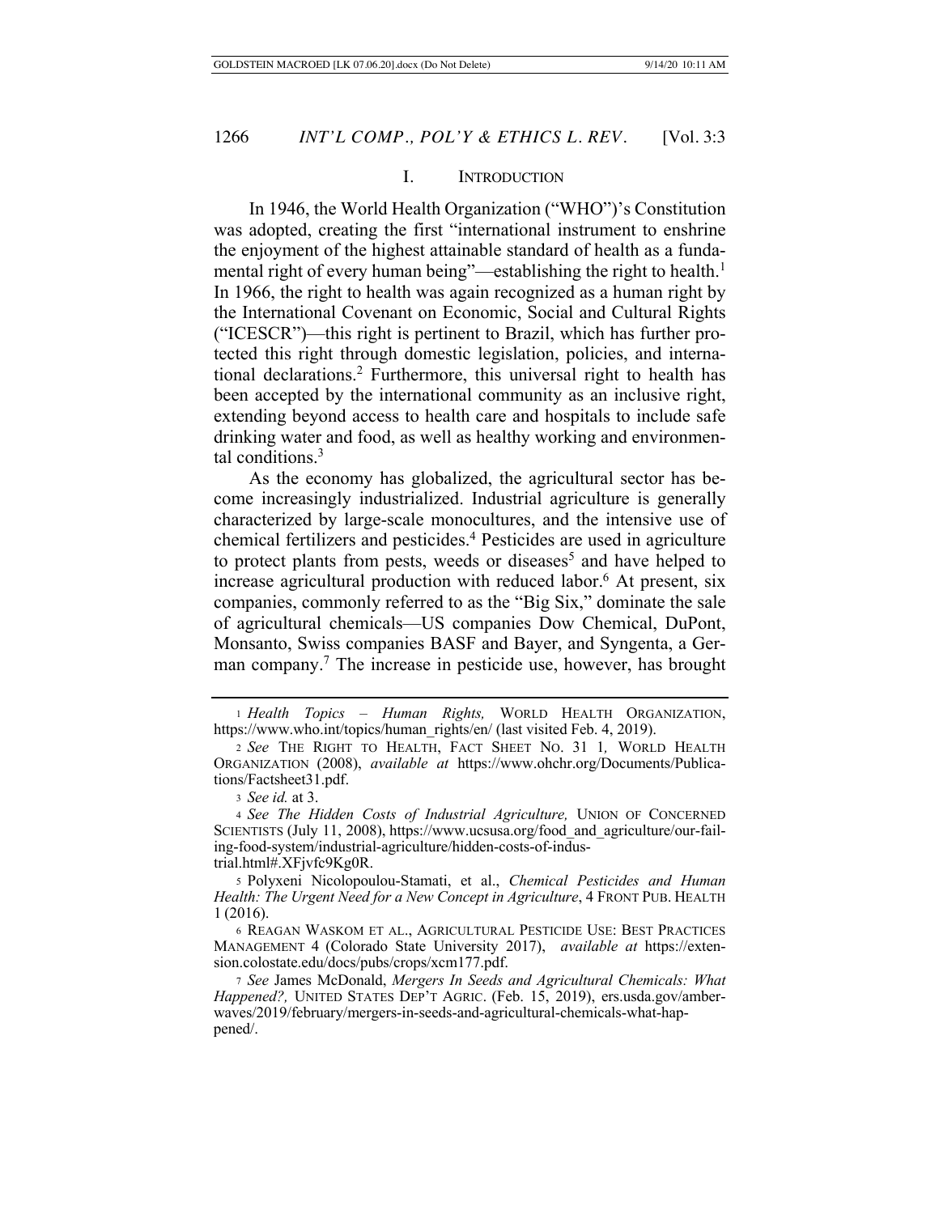## I. INTRODUCTION

In 1946, the World Health Organization ("WHO")'s Constitution was adopted, creating the first "international instrument to enshrine the enjoyment of the highest attainable standard of health as a fundamental right of every human being"—establishing the right to health.[1] In 1966, the right to health was again recognized as a human right by the International Covenant on Economic, Social and Cultural Rights ("ICESCR")—this right is pertinent to Brazil, which has further protected this right through domestic legislation, policies, and international declarations.[2] Furthermore, this universal right to health has been accepted by the international community as an inclusive right, extending beyond access to health care and hospitals to include safe drinking water and food, as well as healthy working and environmental conditions.[3]

As the economy has globalized, the agricultural sector has become increasingly industrialized. Industrial agriculture is generally characterized by large-scale monocultures, and the intensive use of chemical fertilizers and pesticides.[4] Pesticides are used in agriculture to protect plants from pests, weeds or diseases[5] and have helped to increase agricultural production with reduced labor.[6] At present, six companies, commonly referred to as the "Big Six," dominate the sale of agricultural chemicals—US companies Dow Chemical, DuPont, Monsanto, Swiss companies BASF and Bayer, and Syngenta, a German company.[7] The increase in pesticide use, however, has brought

---

1 *Health Topics – Human Rights,* WORLD HEALTH ORGANIZATION, https://www.who.int/topics/human_rights/en/ (last visited Feb. 4, 2019).

2 *See* THE RIGHT TO HEALTH, FACT SHEET NO. 31 1*,* WORLD HEALTH ORGANIZATION (2008), *available at* https://www.ohchr.org/Documents/Publications/Factsheet31.pdf.

3 *See id.* at 3.

4 *See The Hidden Costs of Industrial Agriculture,* UNION OF CONCERNED SCIENTISTS (July 11, 2008), https://www.ucsusa.org/food_and_agriculture/our-failing-food-system/industrial-agriculture/hidden-costs-of-industrial.html#.XFjvfc9Kg0R.

5 Polyxeni Nicolopoulou-Stamati, et al., *Chemical Pesticides and Human Health: The Urgent Need for a New Concept in Agriculture*, 4 FRONT PUB. HEALTH 1 (2016).

6 REAGAN WASKOM ET AL., AGRICULTURAL PESTICIDE USE: BEST PRACTICES MANAGEMENT 4 (Colorado State University 2017), *available at* https://extension.colostate.edu/docs/pubs/crops/xcm177.pdf.

7 *See* James McDonald, *Mergers In Seeds and Agricultural Chemicals: What Happened?,* UNITED STATES DEP'T AGRIC. (Feb. 15, 2019), ers.usda.gov/amber-waves/2019/february/mergers-in-seeds-and-agricultural-chemicals-what-happened/.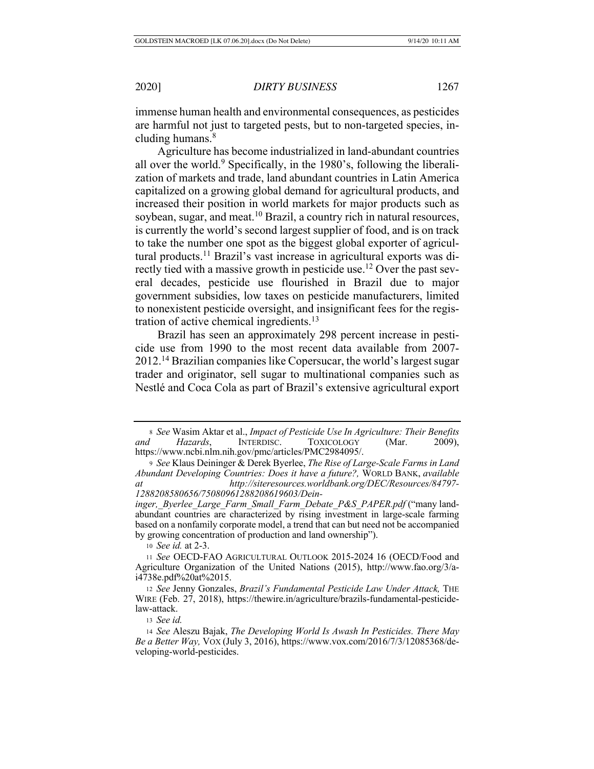immense human health and environmental consequences, as pesticides are harmful not just to targeted pests, but to non-targeted species, including humans.[8]

Agriculture has become industrialized in land-abundant countries all over the world.[9] Specifically, in the 1980's, following the liberalization of markets and trade, land abundant countries in Latin America capitalized on a growing global demand for agricultural products, and increased their position in world markets for major products such as soybean, sugar, and meat.[10] Brazil, a country rich in natural resources, is currently the world's second largest supplier of food, and is on track to take the number one spot as the biggest global exporter of agricultural products.[11] Brazil's vast increase in agricultural exports was directly tied with a massive growth in pesticide use.[12] Over the past several decades, pesticide use flourished in Brazil due to major government subsidies, low taxes on pesticide manufacturers, limited to nonexistent pesticide oversight, and insignificant fees for the registration of active chemical ingredients.[13]

Brazil has seen an approximately 298 percent increase in pesticide use from 1990 to the most recent data available from 2007-2012.[14] Brazilian companies like Copersucar, the world's largest sugar trader and originator, sell sugar to multinational companies such as Nestlé and Coca Cola as part of Brazil's extensive agricultural export

---

[8] *See* Wasim Aktar et al., *Impact of Pesticide Use In Agriculture: Their Benefits and Hazards*, INTERDISC. TOXICOLOGY (Mar. 2009), https://www.ncbi.nlm.nih.gov/pmc/articles/PMC2984095/.

[9] *See* Klaus Deininger & Derek Byerlee, *The Rise of Large-Scale Farms in Land Abundant Developing Countries: Does it have a future?,* WORLD BANK, *available at http://siteresources.worldbank.org/DEC/Resources/84797-1288208580656/7508096128820861960 3/Deininger,_Byerlee_Large_Farm_Small_Farm_Debate_P&S_PAPER.pdf* ("many land-abundant countries are characterized by rising investment in large-scale farming based on a nonfamily corporate model, a trend that can but need not be accompanied by growing concentration of production and land ownership").

[10] *See id.* at 2-3.

[11] *See* OECD-FAO AGRICULTURAL OUTLOOK 2015-2024 16 (OECD/Food and Agriculture Organization of the United Nations (2015), http://www.fao.org/3/a-i4738e.pdf%20at%2015.

[12] *See* Jenny Gonzales, *Brazil's Fundamental Pesticide Law Under Attack,* THE WIRE (Feb. 27, 2018), https://thewire.in/agriculture/brazils-fundamental-pesticide-law-attack.

[13] *See id.*

[14] *See* Aleszu Bajak, *The Developing World Is Awash In Pesticides. There May Be a Better Way,* VOX (July 3, 2016), https://www.vox.com/2016/7/3/12085368/developing-world-pesticides.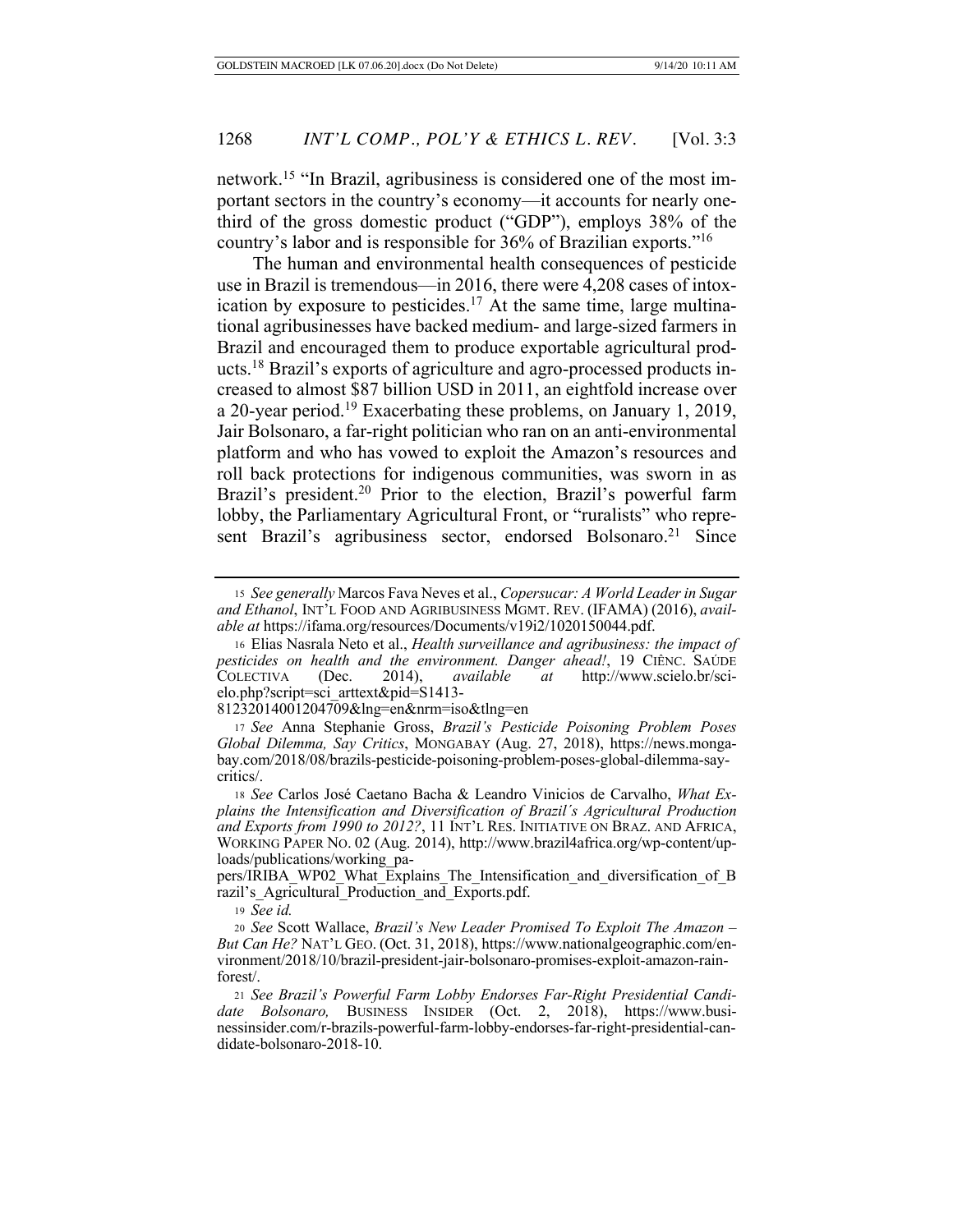network.[15] "In Brazil, agribusiness is considered one of the most important sectors in the country's economy—it accounts for nearly one-third of the gross domestic product ("GDP"), employs 38% of the country's labor and is responsible for 36% of Brazilian exports."[16]

The human and environmental health consequences of pesticide use in Brazil is tremendous—in 2016, there were 4,208 cases of intoxication by exposure to pesticides.[17] At the same time, large multinational agribusinesses have backed medium- and large-sized farmers in Brazil and encouraged them to produce exportable agricultural products.[18] Brazil's exports of agriculture and agro-processed products increased to almost $87 billion USD in 2011, an eightfold increase over a 20-year period.[19] Exacerbating these problems, on January 1, 2019, Jair Bolsonaro, a far-right politician who ran on an anti-environmental platform and who has vowed to exploit the Amazon's resources and roll back protections for indigenous communities, was sworn in as Brazil's president.[20] Prior to the election, Brazil's powerful farm lobby, the Parliamentary Agricultural Front, or "ruralists" who represent Brazil's agribusiness sector, endorsed Bolsonaro.[21] Since

---

15 *See generally* Marcos Fava Neves et al., *Copersucar: A World Leader in Sugar and Ethanol*, INT'L FOOD AND AGRIBUSINESS MGMT. REV. (IFAMA) (2016), *available at* https://ifama.org/resources/Documents/v19i2/1020150044.pdf.

16 Elias Nasrala Neto et al., *Health surveillance and agribusiness: the impact of pesticides on health and the environment. Danger ahead!*, 19 CIÊNC. SAÚDE COLECTIVA (Dec. 2014), *available at* http://www.scielo.br/scielo.php?script=sci_arttext&pid=S1413-81232014001204709&lng=en&nrm=iso&tlng=en

17 *See* Anna Stephanie Gross, *Brazil's Pesticide Poisoning Problem Poses Global Dilemma, Say Critics*, MONGABAY (Aug. 27, 2018), https://news.mongabay.com/2018/08/brazils-pesticide-poisoning-problem-poses-global-dilemma-say-critics/.

18 *See* Carlos José Caetano Bacha & Leandro Vinicios de Carvalho, *What Explains the Intensification and Diversification of Brazil´s Agricultural Production and Exports from 1990 to 2012?*, 11 INT'L RES. INITIATIVE ON BRAZ. AND AFRICA, WORKING PAPER NO. 02 (Aug. 2014), http://www.brazil4africa.org/wp-content/uploads/publications/working_papers/IRIBA_WP02_What_Explains_The_Intensification_and_diversification_of_Brazil's_Agricultural_Production_and_Exports.pdf.

19 *See id.*

20 *See* Scott Wallace, *Brazil's New Leader Promised To Exploit The Amazon – But Can He?* NAT'L GEO. (Oct. 31, 2018), https://www.nationalgeographic.com/environment/2018/10/brazil-president-jair-bolsonaro-promises-exploit-amazon-rainforest/.

21 *See Brazil's Powerful Farm Lobby Endorses Far-Right Presidential Candidate Bolsonaro,* BUSINESS INSIDER (Oct. 2, 2018), https://www.businessinsider.com/r-brazils-powerful-farm-lobby-endorses-far-right-presidential-candidate-bolsonaro-2018-10.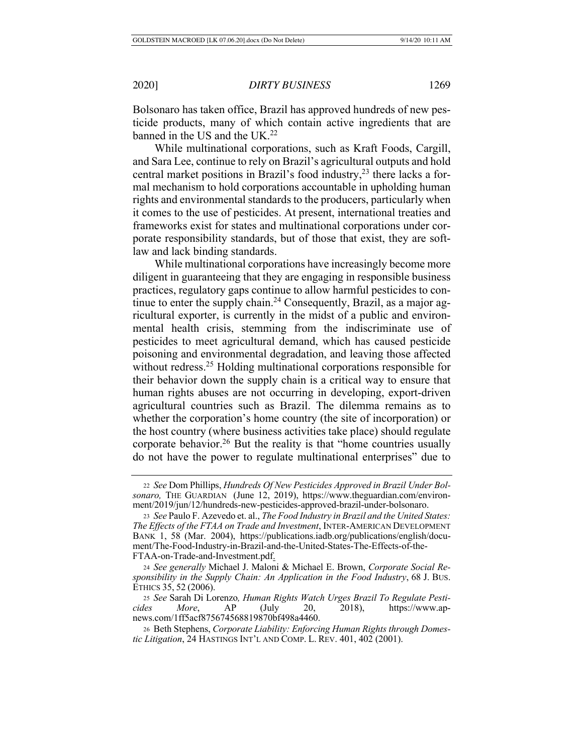Bolsonaro has taken office, Brazil has approved hundreds of new pesticide products, many of which contain active ingredients that are banned in the US and the UK.[22]

While multinational corporations, such as Kraft Foods, Cargill, and Sara Lee, continue to rely on Brazil's agricultural outputs and hold central market positions in Brazil's food industry,[23] there lacks a formal mechanism to hold corporations accountable in upholding human rights and environmental standards to the producers, particularly when it comes to the use of pesticides. At present, international treaties and frameworks exist for states and multinational corporations under corporate responsibility standards, but of those that exist, they are soft-law and lack binding standards.

While multinational corporations have increasingly become more diligent in guaranteeing that they are engaging in responsible business practices, regulatory gaps continue to allow harmful pesticides to continue to enter the supply chain.[24] Consequently, Brazil, as a major agricultural exporter, is currently in the midst of a public and environmental health crisis, stemming from the indiscriminate use of pesticides to meet agricultural demand, which has caused pesticide poisoning and environmental degradation, and leaving those affected without redress.[25] Holding multinational corporations responsible for their behavior down the supply chain is a critical way to ensure that human rights abuses are not occurring in developing, export-driven agricultural countries such as Brazil. The dilemma remains as to whether the corporation's home country (the site of incorporation) or the host country (where business activities take place) should regulate corporate behavior.[26] But the reality is that "home countries usually do not have the power to regulate multinational enterprises" due to

---

22 *See* Dom Phillips, *Hundreds Of New Pesticides Approved in Brazil Under Bolsonaro,* THE GUARDIAN (June 12, 2019), https://www.theguardian.com/environment/2019/jun/12/hundreds-new-pesticides-approved-brazil-under-bolsonaro.

23 *See* Paulo F. Azevedo et. al., *The Food Industry in Brazil and the United States: The Effects of the FTAA on Trade and Investment*, INTER-AMERICAN DEVELOPMENT BANK 1, 58 (Mar. 2004), https://publications.iadb.org/publications/english/document/The-Food-Industry-in-Brazil-and-the-United-States-The-Effects-of-the-FTAA-on-Trade-and-Investment.pdf.

24 *See generally* Michael J. Maloni & Michael E. Brown, *Corporate Social Responsibility in the Supply Chain: An Application in the Food Industry*, 68 J. BUS. ETHICS 35, 52 (2006).

25 *See* Sarah Di Lorenzo*, Human Rights Watch Urges Brazil To Regulate Pesticides More*, AP (July 20, 2018), https://www.apnews.com/1ff5acf875674568819870bf498a4460.

26 Beth Stephens, *Corporate Liability: Enforcing Human Rights through Domestic Litigation*, 24 HASTINGS INT'L AND COMP. L. REV. 401, 402 (2001).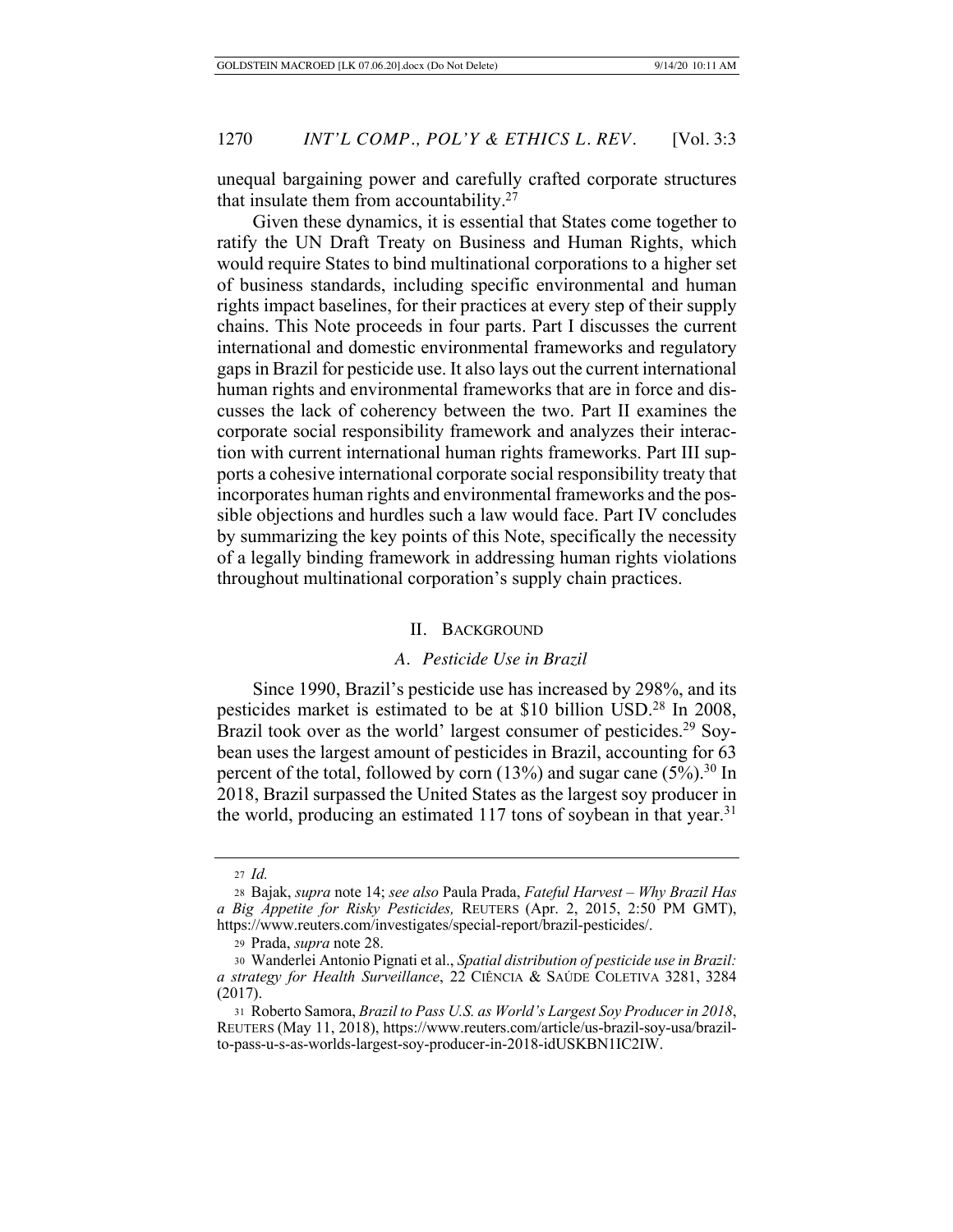unequal bargaining power and carefully crafted corporate structures that insulate them from accountability.[27]

Given these dynamics, it is essential that States come together to ratify the UN Draft Treaty on Business and Human Rights, which would require States to bind multinational corporations to a higher set of business standards, including specific environmental and human rights impact baselines, for their practices at every step of their supply chains. This Note proceeds in four parts. Part I discusses the current international and domestic environmental frameworks and regulatory gaps in Brazil for pesticide use. It also lays out the current international human rights and environmental frameworks that are in force and discusses the lack of coherency between the two. Part II examines the corporate social responsibility framework and analyzes their interaction with current international human rights frameworks. Part III supports a cohesive international corporate social responsibility treaty that incorporates human rights and environmental frameworks and the possible objections and hurdles such a law would face. Part IV concludes by summarizing the key points of this Note, specifically the necessity of a legally binding framework in addressing human rights violations throughout multinational corporation's supply chain practices.

## II. Background

### *A. Pesticide Use in Brazil*

Since 1990, Brazil's pesticide use has increased by 298%, and its pesticides market is estimated to be at $10 billion USD.[28] In 2008, Brazil took over as the world' largest consumer of pesticides.[29] Soybean uses the largest amount of pesticides in Brazil, accounting for 63 percent of the total, followed by corn (13%) and sugar cane (5%).[30] In 2018, Brazil surpassed the United States as the largest soy producer in the world, producing an estimated 117 tons of soybean in that year.[31]

---

27 *Id.*

28 Bajak, *supra* note 14; *see also* Paula Prada, *Fateful Harvest – Why Brazil Has a Big Appetite for Risky Pesticides,* Reuters (Apr. 2, 2015, 2:50 PM GMT), https://www.reuters.com/investigates/special-report/brazil-pesticides/.

29 Prada, *supra* note 28.

30 Wanderlei Antonio Pignati et al., *Spatial distribution of pesticide use in Brazil: a strategy for Health Surveillance*, 22 Ciência & Saúde Coletiva 3281, 3284 (2017).

31 Roberto Samora, *Brazil to Pass U.S. as World's Largest Soy Producer in 2018*, Reuters (May 11, 2018), https://www.reuters.com/article/us-brazil-soy-usa/brazil-to-pass-u-s-as-worlds-largest-soy-producer-in-2018-idUSKBN1IC2IW.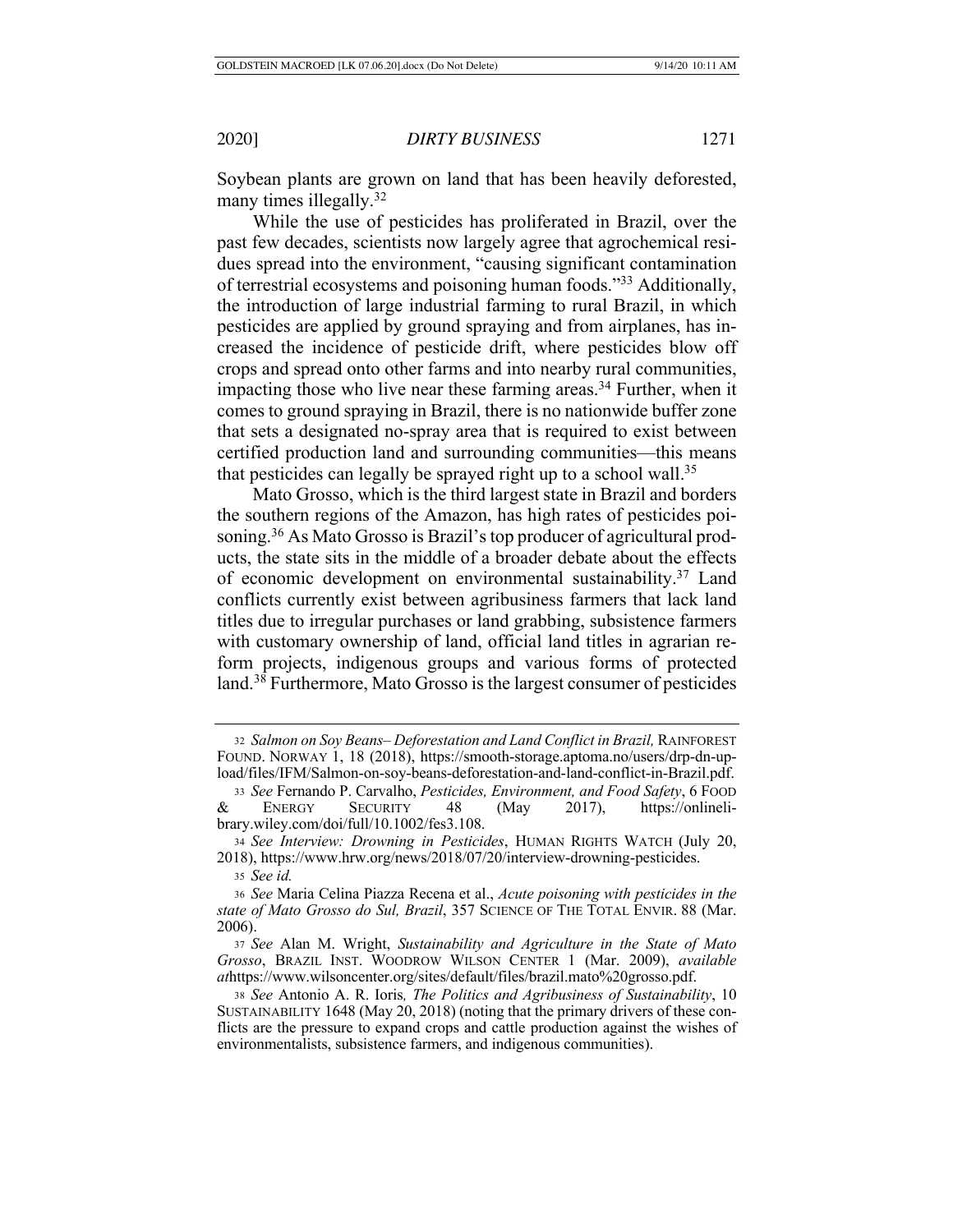Soybean plants are grown on land that has been heavily deforested, many times illegally.[32]

While the use of pesticides has proliferated in Brazil, over the past few decades, scientists now largely agree that agrochemical residues spread into the environment, "causing significant contamination of terrestrial ecosystems and poisoning human foods."[33] Additionally, the introduction of large industrial farming to rural Brazil, in which pesticides are applied by ground spraying and from airplanes, has increased the incidence of pesticide drift, where pesticides blow off crops and spread onto other farms and into nearby rural communities, impacting those who live near these farming areas.[34] Further, when it comes to ground spraying in Brazil, there is no nationwide buffer zone that sets a designated no-spray area that is required to exist between certified production land and surrounding communities—this means that pesticides can legally be sprayed right up to a school wall.[35]

Mato Grosso, which is the third largest state in Brazil and borders the southern regions of the Amazon, has high rates of pesticides poisoning.[36] As Mato Grosso is Brazil's top producer of agricultural products, the state sits in the middle of a broader debate about the effects of economic development on environmental sustainability.[37] Land conflicts currently exist between agribusiness farmers that lack land titles due to irregular purchases or land grabbing, subsistence farmers with customary ownership of land, official land titles in agrarian reform projects, indigenous groups and various forms of protected land.[38] Furthermore, Mato Grosso is the largest consumer of pesticides

---

[32] *Salmon on Soy Beans– Deforestation and Land Conflict in Brazil,* RAINFOREST FOUND. NORWAY 1, 18 (2018), https://smooth-storage.aptoma.no/users/drp-dn-upload/files/IFM/Salmon-on-soy-beans-deforestation-and-land-conflict-in-Brazil.pdf.

[33] *See* Fernando P. Carvalho, *Pesticides, Environment, and Food Safety*, 6 FOOD & ENERGY SECURITY 48 (May 2017), https://onlinelibrary.wiley.com/doi/full/10.1002/fes3.108.

[34] *See Interview: Drowning in Pesticides*, HUMAN RIGHTS WATCH (July 20, 2018), https://www.hrw.org/news/2018/07/20/interview-drowning-pesticides.

[35] *See id.*

[36] *See* Maria Celina Piazza Recena et al., *Acute poisoning with pesticides in the state of Mato Grosso do Sul, Brazil*, 357 SCIENCE OF THE TOTAL ENVIR. 88 (Mar. 2006).

[37] *See* Alan M. Wright, *Sustainability and Agriculture in the State of Mato Grosso*, BRAZIL INST. WOODROW WILSON CENTER 1 (Mar. 2009), *available at*https://www.wilsoncenter.org/sites/default/files/brazil.mato%20grosso.pdf.

[38] *See* Antonio A. R. Ioris*, The Politics and Agribusiness of Sustainability*, 10 SUSTAINABILITY 1648 (May 20, 2018) (noting that the primary drivers of these conflicts are the pressure to expand crops and cattle production against the wishes of environmentalists, subsistence farmers, and indigenous communities).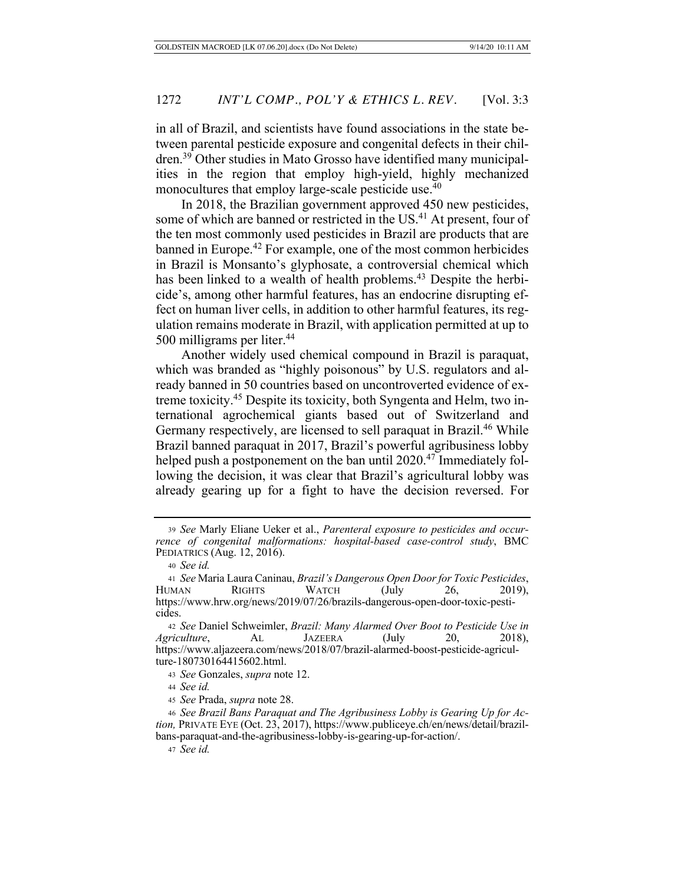in all of Brazil, and scientists have found associations in the state between parental pesticide exposure and congenital defects in their children.[39] Other studies in Mato Grosso have identified many municipalities in the region that employ high-yield, highly mechanized monocultures that employ large-scale pesticide use.[40]

In 2018, the Brazilian government approved 450 new pesticides, some of which are banned or restricted in the US.[41] At present, four of the ten most commonly used pesticides in Brazil are products that are banned in Europe.[42] For example, one of the most common herbicides in Brazil is Monsanto's glyphosate, a controversial chemical which has been linked to a wealth of health problems.[43] Despite the herbicide's, among other harmful features, has an endocrine disrupting effect on human liver cells, in addition to other harmful features, its regulation remains moderate in Brazil, with application permitted at up to 500 milligrams per liter.[44]

Another widely used chemical compound in Brazil is paraquat, which was branded as "highly poisonous" by U.S. regulators and already banned in 50 countries based on uncontroverted evidence of extreme toxicity.[45] Despite its toxicity, both Syngenta and Helm, two international agrochemical giants based out of Switzerland and Germany respectively, are licensed to sell paraquat in Brazil.[46] While Brazil banned paraquat in 2017, Brazil's powerful agribusiness lobby helped push a postponement on the ban until 2020.[47] Immediately following the decision, it was clear that Brazil's agricultural lobby was already gearing up for a fight to have the decision reversed. For

---

39 *See* Marly Eliane Ueker et al., *Parenteral exposure to pesticides and occurrence of congenital malformations: hospital-based case-control study*, BMC PEDIATRICS (Aug. 12, 2016).

40 *See id.*

41 *See* Maria Laura Caninau, *Brazil's Dangerous Open Door for Toxic Pesticides*, HUMAN RIGHTS WATCH (July 26, 2019), https://www.hrw.org/news/2019/07/26/brazils-dangerous-open-door-toxic-pesticides.

42 *See* Daniel Schweimler, *Brazil: Many Alarmed Over Boot to Pesticide Use in Agriculture*, AL JAZEERA (July 20, 2018), https://www.aljazeera.com/news/2018/07/brazil-alarmed-boost-pesticide-agriculture-180730164415602.html.

43 *See* Gonzales, *supra* note 12.

44 *See id.*

45 *See* Prada, *supra* note 28.

46 *See Brazil Bans Paraquat and The Agribusiness Lobby is Gearing Up for Action,* PRIVATE EYE (Oct. 23, 2017), https://www.publiceye.ch/en/news/detail/brazil-bans-paraquat-and-the-agribusiness-lobby-is-gearing-up-for-action/.

47 *See id.*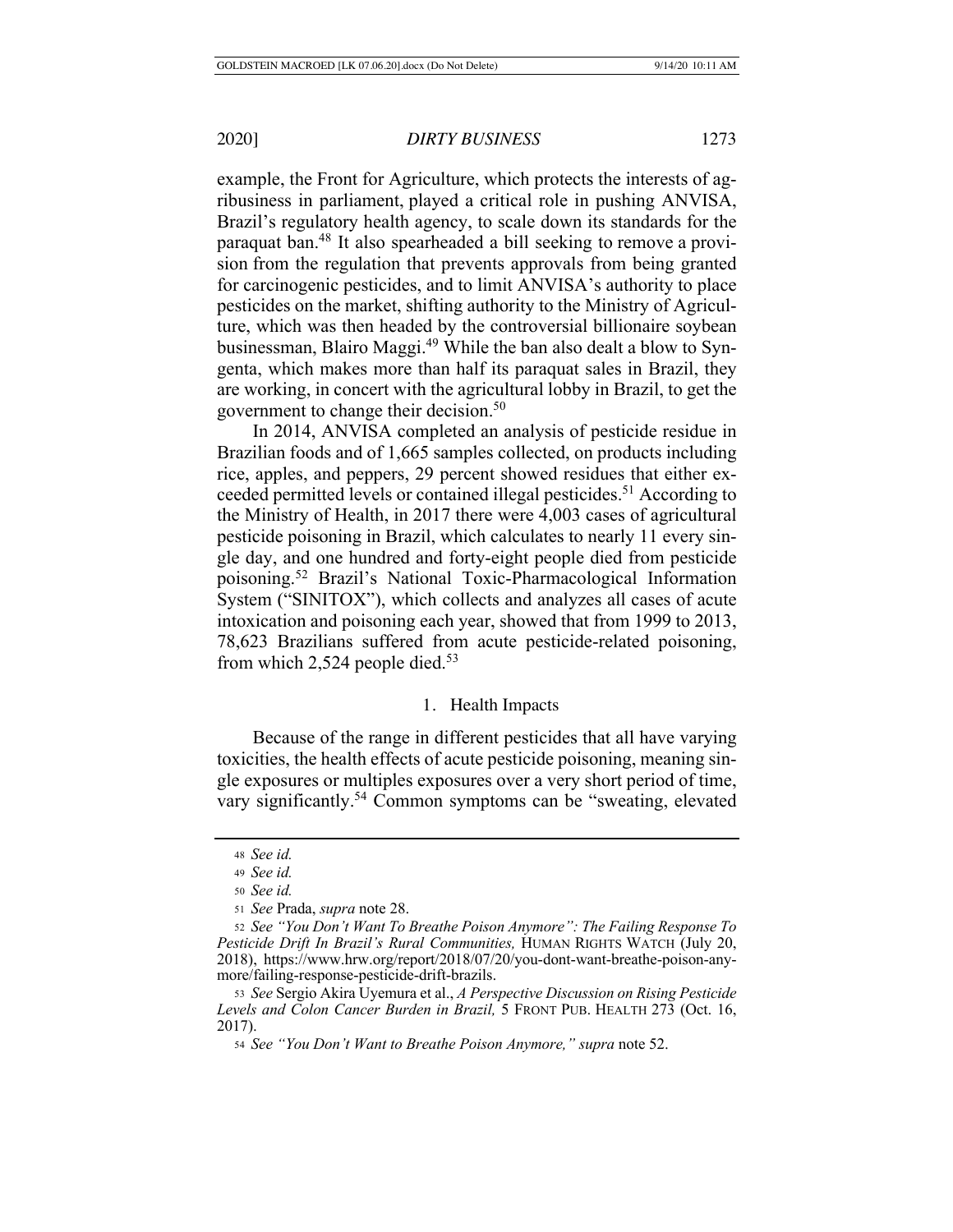example, the Front for Agriculture, which protects the interests of agribusiness in parliament, played a critical role in pushing ANVISA, Brazil's regulatory health agency, to scale down its standards for the paraquat ban.[48] It also spearheaded a bill seeking to remove a provision from the regulation that prevents approvals from being granted for carcinogenic pesticides, and to limit ANVISA's authority to place pesticides on the market, shifting authority to the Ministry of Agriculture, which was then headed by the controversial billionaire soybean businessman, Blairo Maggi.[49] While the ban also dealt a blow to Syngenta, which makes more than half its paraquat sales in Brazil, they are working, in concert with the agricultural lobby in Brazil, to get the government to change their decision.[50]

In 2014, ANVISA completed an analysis of pesticide residue in Brazilian foods and of 1,665 samples collected, on products including rice, apples, and peppers, 29 percent showed residues that either exceeded permitted levels or contained illegal pesticides.[51] According to the Ministry of Health, in 2017 there were 4,003 cases of agricultural pesticide poisoning in Brazil, which calculates to nearly 11 every single day, and one hundred and forty-eight people died from pesticide poisoning.[52] Brazil's National Toxic-Pharmacological Information System ("SINITOX"), which collects and analyzes all cases of acute intoxication and poisoning each year, showed that from 1999 to 2013, 78,623 Brazilians suffered from acute pesticide-related poisoning, from which 2,524 people died.[53]

### 1. Health Impacts

Because of the range in different pesticides that all have varying toxicities, the health effects of acute pesticide poisoning, meaning single exposures or multiples exposures over a very short period of time, vary significantly.[54] Common symptoms can be "sweating, elevated

---

48 *See id.*

49 *See id.*

50 *See id.*

51 *See* Prada, *supra* note 28.

52 *See "You Don't Want To Breathe Poison Anymore": The Failing Response To Pesticide Drift In Brazil's Rural Communities,* HUMAN RIGHTS WATCH (July 20, 2018), https://www.hrw.org/report/2018/07/20/you-dont-want-breathe-poison-anymore/failing-response-pesticide-drift-brazils.

53 *See* Sergio Akira Uyemura et al., *A Perspective Discussion on Rising Pesticide Levels and Colon Cancer Burden in Brazil,* 5 FRONT PUB. HEALTH 273 (Oct. 16, 2017).

54 *See "You Don't Want to Breathe Poison Anymore," supra* note 52.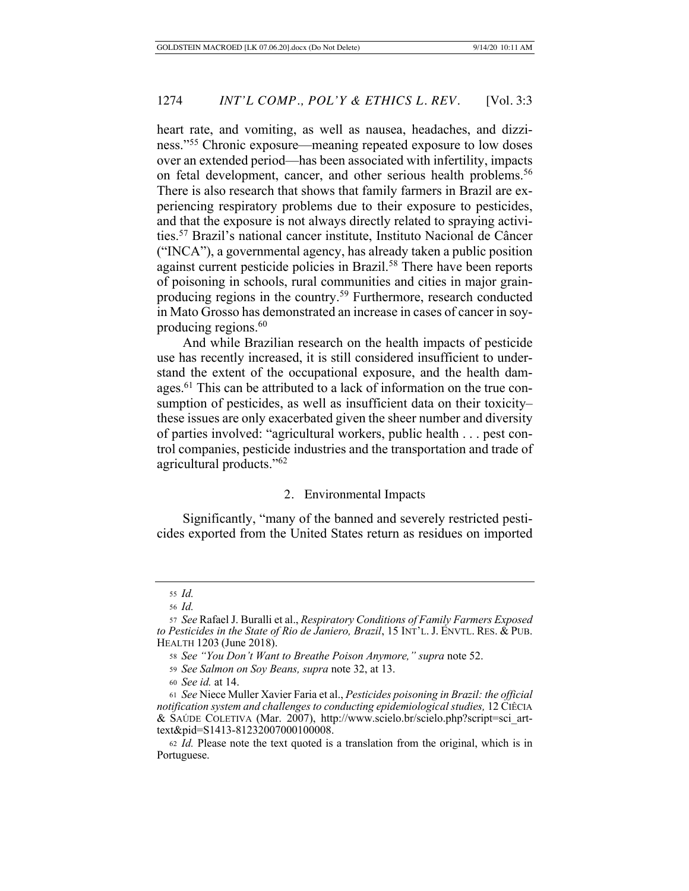heart rate, and vomiting, as well as nausea, headaches, and dizziness."[55] Chronic exposure—meaning repeated exposure to low doses over an extended period—has been associated with infertility, impacts on fetal development, cancer, and other serious health problems.[56] There is also research that shows that family farmers in Brazil are experiencing respiratory problems due to their exposure to pesticides, and that the exposure is not always directly related to spraying activities.[57] Brazil's national cancer institute, Instituto Nacional de Câncer ("INCA"), a governmental agency, has already taken a public position against current pesticide policies in Brazil.[58] There have been reports of poisoning in schools, rural communities and cities in major grain-producing regions in the country.[59] Furthermore, research conducted in Mato Grosso has demonstrated an increase in cases of cancer in soy-producing regions.[60]

And while Brazilian research on the health impacts of pesticide use has recently increased, it is still considered insufficient to understand the extent of the occupational exposure, and the health damages.[61] This can be attributed to a lack of information on the true consumption of pesticides, as well as insufficient data on their toxicity– these issues are only exacerbated given the sheer number and diversity of parties involved: "agricultural workers, public health . . . pest control companies, pesticide industries and the transportation and trade of agricultural products."[62]

### 2. Environmental Impacts

Significantly, "many of the banned and severely restricted pesticides exported from the United States return as residues on imported

---

55 *Id.*

56 *Id.*

57 *See* Rafael J. Buralli et al., *Respiratory Conditions of Family Farmers Exposed to Pesticides in the State of Rio de Janiero, Brazil*, 15 INT'L. J. ENVTL. RES. & PUB. HEALTH 1203 (June 2018).

58 *See "You Don't Want to Breathe Poison Anymore," supra* note 52.

59 *See Salmon on Soy Beans, supra* note 32, at 13.

60 *See id.* at 14.

61 *See* Niece Muller Xavier Faria et al., *Pesticides poisoning in Brazil: the official notification system and challenges to conducting epidemiological studies,* 12 CIÊCIA & SAÚDE COLETIVA (Mar. 2007), http://www.scielo.br/scielo.php?script=sci_arttext&pid=S1413-81232007000100008.

62 *Id.* Please note the text quoted is a translation from the original, which is in Portuguese.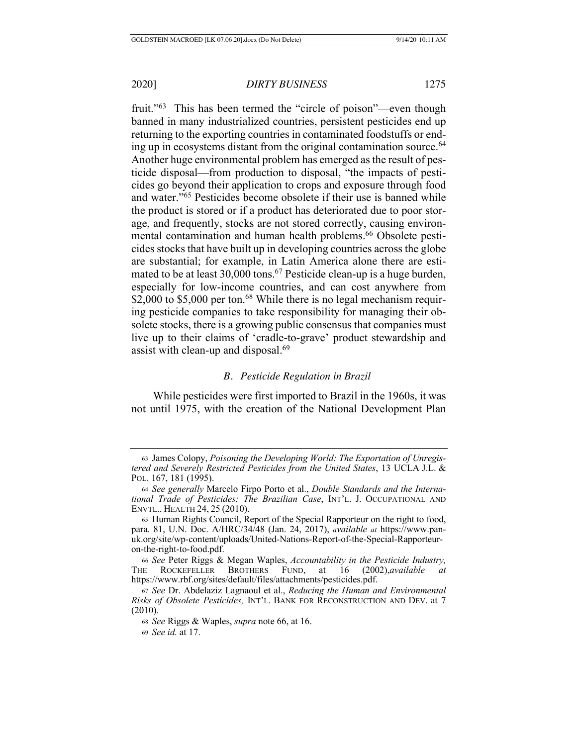fruit."[63] This has been termed the "circle of poison"—even though banned in many industrialized countries, persistent pesticides end up returning to the exporting countries in contaminated foodstuffs or ending up in ecosystems distant from the original contamination source.[64] Another huge environmental problem has emerged as the result of pesticide disposal—from production to disposal, "the impacts of pesticides go beyond their application to crops and exposure through food and water."[65] Pesticides become obsolete if their use is banned while the product is stored or if a product has deteriorated due to poor storage, and frequently, stocks are not stored correctly, causing environmental contamination and human health problems.[66] Obsolete pesticides stocks that have built up in developing countries across the globe are substantial; for example, in Latin America alone there are estimated to be at least 30,000 tons.[67] Pesticide clean-up is a huge burden, especially for low-income countries, and can cost anywhere from $2,000 to $5,000 per ton.[68] While there is no legal mechanism requiring pesticide companies to take responsibility for managing their obsolete stocks, there is a growing public consensus that companies must live up to their claims of 'cradle-to-grave' product stewardship and assist with clean-up and disposal.[69]

### *B. Pesticide Regulation in Brazil*

While pesticides were first imported to Brazil in the 1960s, it was not until 1975, with the creation of the National Development Plan

---

63 James Colopy, *Poisoning the Developing World: The Exportation of Unregistered and Severely Restricted Pesticides from the United States*, 13 UCLA J.L. & POL. 167, 181 (1995).

64 *See generally* Marcelo Firpo Porto et al., *Double Standards and the International Trade of Pesticides: The Brazilian Case*, INT'L. J. OCCUPATIONAL AND ENVTL.. HEALTH 24, 25 (2010).

65 Human Rights Council, Report of the Special Rapporteur on the right to food, para. 81, U.N. Doc. A/HRC/34/48 (Jan. 24, 2017), *available at* https://www.pan-uk.org/site/wp-content/uploads/United-Nations-Report-of-the-Special-Rapporteur-on-the-right-to-food.pdf.

66 *See* Peter Riggs & Megan Waples, *Accountability in the Pesticide Industry,* THE ROCKEFELLER BROTHERS FUND, at 16 (2002),*available at* https://www.rbf.org/sites/default/files/attachments/pesticides.pdf.

67 *See* Dr. Abdelaziz Lagnaoul et al., *Reducing the Human and Environmental Risks of Obsolete Pesticides,* INT'L. BANK FOR RECONSTRUCTION AND DEV. at 7 (2010).

68 *See* Riggs & Waples, *supra* note 66, at 16.

69 *See id.* at 17.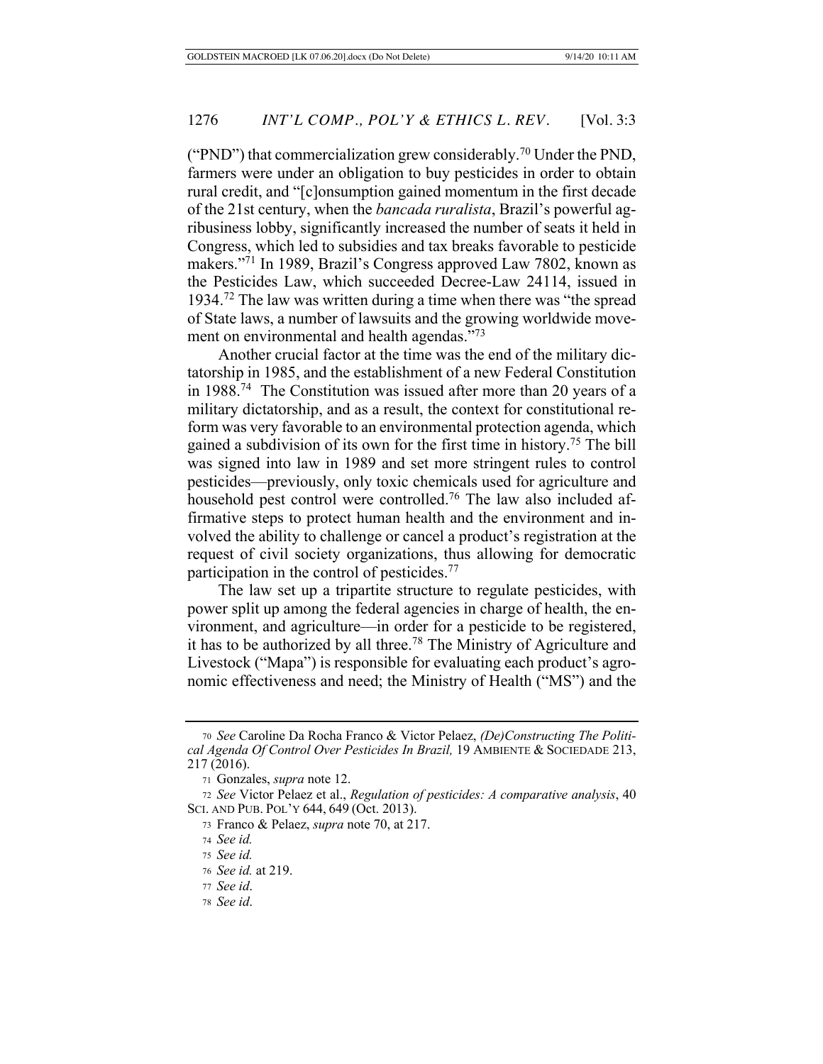("PND") that commercialization grew considerably.[70] Under the PND, farmers were under an obligation to buy pesticides in order to obtain rural credit, and "[c]onsumption gained momentum in the first decade of the 21st century, when the *bancada ruralista*, Brazil's powerful agribusiness lobby, significantly increased the number of seats it held in Congress, which led to subsidies and tax breaks favorable to pesticide makers."[71] In 1989, Brazil's Congress approved Law 7802, known as the Pesticides Law, which succeeded Decree-Law 24114, issued in 1934.[72] The law was written during a time when there was "the spread of State laws, a number of lawsuits and the growing worldwide movement on environmental and health agendas."[73]

Another crucial factor at the time was the end of the military dictatorship in 1985, and the establishment of a new Federal Constitution in 1988.[74] The Constitution was issued after more than 20 years of a military dictatorship, and as a result, the context for constitutional reform was very favorable to an environmental protection agenda, which gained a subdivision of its own for the first time in history.[75] The bill was signed into law in 1989 and set more stringent rules to control pesticides—previously, only toxic chemicals used for agriculture and household pest control were controlled.[76] The law also included affirmative steps to protect human health and the environment and involved the ability to challenge or cancel a product's registration at the request of civil society organizations, thus allowing for democratic participation in the control of pesticides.[77]

The law set up a tripartite structure to regulate pesticides, with power split up among the federal agencies in charge of health, the environment, and agriculture—in order for a pesticide to be registered, it has to be authorized by all three.[78] The Ministry of Agriculture and Livestock ("Mapa") is responsible for evaluating each product's agronomic effectiveness and need; the Ministry of Health ("MS") and the

---

70 *See* Caroline Da Rocha Franco & Victor Pelaez, *(De)Constructing The Political Agenda Of Control Over Pesticides In Brazil,* 19 AMBIENTE & SOCIEDADE 213, 217 (2016).

71 Gonzales, *supra* note 12.

72 *See* Victor Pelaez et al., *Regulation of pesticides: A comparative analysis*, 40 SCI. AND PUB. POL'Y 644, 649 (Oct. 2013).

73 Franco & Pelaez, *supra* note 70, at 217.

74 *See id.*

75 *See id.*

76 *See id.* at 219.

77 *See id*.

78 *See id*.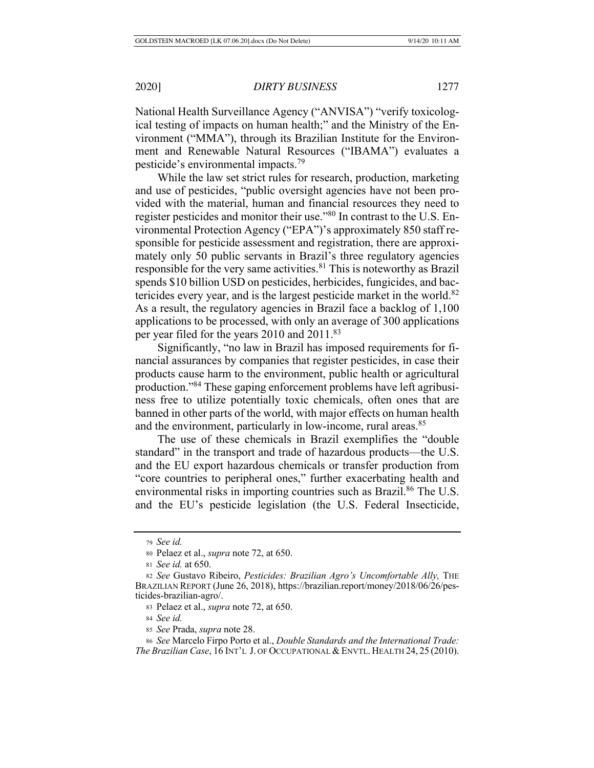National Health Surveillance Agency ("ANVISA") "verify toxicological testing of impacts on human health;" and the Ministry of the Environment ("MMA"), through its Brazilian Institute for the Environment and Renewable Natural Resources ("IBAMA") evaluates a pesticide's environmental impacts.[79]

While the law set strict rules for research, production, marketing and use of pesticides, "public oversight agencies have not been provided with the material, human and financial resources they need to register pesticides and monitor their use."[80] In contrast to the U.S. Environmental Protection Agency ("EPA")'s approximately 850 staff responsible for pesticide assessment and registration, there are approximately only 50 public servants in Brazil's three regulatory agencies responsible for the very same activities.[81] This is noteworthy as Brazil spends $10 billion USD on pesticides, herbicides, fungicides, and bactericides every year, and is the largest pesticide market in the world.[82] As a result, the regulatory agencies in Brazil face a backlog of 1,100 applications to be processed, with only an average of 300 applications per year filed for the years 2010 and 2011.[83]

Significantly, "no law in Brazil has imposed requirements for financial assurances by companies that register pesticides, in case their products cause harm to the environment, public health or agricultural production."[84] These gaping enforcement problems have left agribusiness free to utilize potentially toxic chemicals, often ones that are banned in other parts of the world, with major effects on human health and the environment, particularly in low-income, rural areas.[85]

The use of these chemicals in Brazil exemplifies the "double standard" in the transport and trade of hazardous products—the U.S. and the EU export hazardous chemicals or transfer production from "core countries to peripheral ones," further exacerbating health and environmental risks in importing countries such as Brazil.[86] The U.S. and the EU's pesticide legislation (the U.S. Federal Insecticide,

---

79 *See id.*

80 Pelaez et al., *supra* note 72, at 650.

81 *See id.* at 650.

82 *See* Gustavo Ribeiro, *Pesticides: Brazilian Agro's Uncomfortable Ally,* THE BRAZILIAN REPORT (June 26, 2018), https://brazilian.report/money/2018/06/26/pesticides-brazilian-agro/.

83 Pelaez et al., *supra* note 72, at 650.

84 *See id.*

85 *See* Prada, *supra* note 28.

86 *See* Marcelo Firpo Porto et al., *Double Standards and the International Trade: The Brazilian Case*, 16 INT'L J. OF OCCUPATIONAL & ENVTL. HEALTH 24, 25 (2010).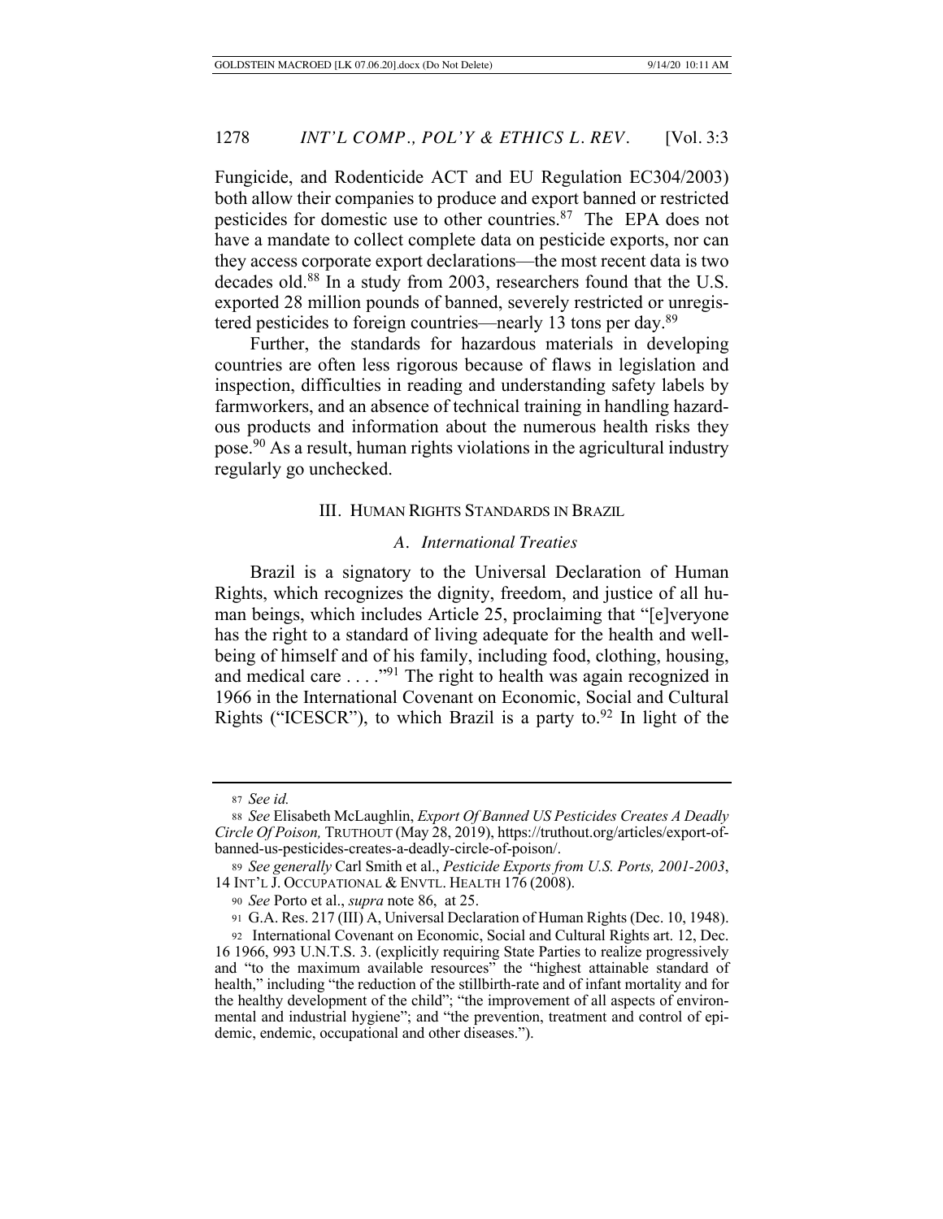Fungicide, and Rodenticide ACT and EU Regulation EC304/2003) both allow their companies to produce and export banned or restricted pesticides for domestic use to other countries.[87] The EPA does not have a mandate to collect complete data on pesticide exports, nor can they access corporate export declarations—the most recent data is two decades old.[88] In a study from 2003, researchers found that the U.S. exported 28 million pounds of banned, severely restricted or unregistered pesticides to foreign countries—nearly 13 tons per day.[89]

Further, the standards for hazardous materials in developing countries are often less rigorous because of flaws in legislation and inspection, difficulties in reading and understanding safety labels by farmworkers, and an absence of technical training in handling hazardous products and information about the numerous health risks they pose.[90] As a result, human rights violations in the agricultural industry regularly go unchecked.

## III. HUMAN RIGHTS STANDARDS IN BRAZIL

### *A. International Treaties*

Brazil is a signatory to the Universal Declaration of Human Rights, which recognizes the dignity, freedom, and justice of all human beings, which includes Article 25, proclaiming that "[e]veryone has the right to a standard of living adequate for the health and well-being of himself and of his family, including food, clothing, housing, and medical care . . . ."[91] The right to health was again recognized in 1966 in the International Covenant on Economic, Social and Cultural Rights ("ICESCR"), to which Brazil is a party to.[92] In light of the

---

87 *See id.*

88 *See* Elisabeth McLaughlin, *Export Of Banned US Pesticides Creates A Deadly Circle Of Poison,* TRUTHOUT (May 28, 2019), https://truthout.org/articles/export-of-banned-us-pesticides-creates-a-deadly-circle-of-poison/.

89 *See generally* Carl Smith et al., *Pesticide Exports from U.S. Ports, 2001-2003*, 14 INT'L J. OCCUPATIONAL & ENVTL. HEALTH 176 (2008).

90 *See* Porto et al., *supra* note 86, at 25.

91 G.A. Res. 217 (III) A, Universal Declaration of Human Rights (Dec. 10, 1948).

92 International Covenant on Economic, Social and Cultural Rights art. 12, Dec. 16 1966, 993 U.N.T.S. 3. (explicitly requiring State Parties to realize progressively and "to the maximum available resources" the "highest attainable standard of health," including "the reduction of the stillbirth-rate and of infant mortality and for the healthy development of the child"; "the improvement of all aspects of environmental and industrial hygiene"; and "the prevention, treatment and control of epidemic, endemic, occupational and other diseases.").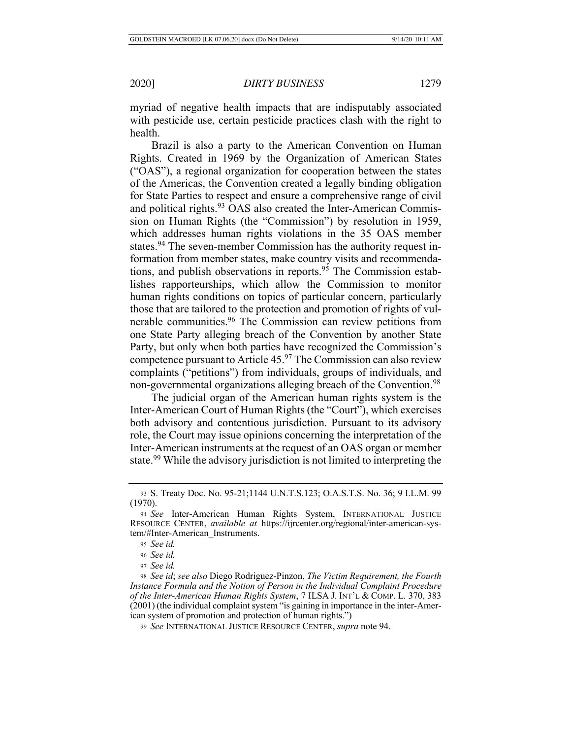myriad of negative health impacts that are indisputably associated with pesticide use, certain pesticide practices clash with the right to health.

Brazil is also a party to the American Convention on Human Rights. Created in 1969 by the Organization of American States ("OAS"), a regional organization for cooperation between the states of the Americas, the Convention created a legally binding obligation for State Parties to respect and ensure a comprehensive range of civil and political rights.[93] OAS also created the Inter-American Commission on Human Rights (the "Commission") by resolution in 1959, which addresses human rights violations in the 35 OAS member states.[94] The seven-member Commission has the authority request information from member states, make country visits and recommendations, and publish observations in reports.[95] The Commission establishes rapporteurships, which allow the Commission to monitor human rights conditions on topics of particular concern, particularly those that are tailored to the protection and promotion of rights of vulnerable communities.[96] The Commission can review petitions from one State Party alleging breach of the Convention by another State Party, but only when both parties have recognized the Commission's competence pursuant to Article 45.[97] The Commission can also review complaints ("petitions") from individuals, groups of individuals, and non-governmental organizations alleging breach of the Convention.[98]

The judicial organ of the American human rights system is the Inter-American Court of Human Rights (the "Court"), which exercises both advisory and contentious jurisdiction. Pursuant to its advisory role, the Court may issue opinions concerning the interpretation of the Inter-American instruments at the request of an OAS organ or member state.[99] While the advisory jurisdiction is not limited to interpreting the

---

93 S. Treaty Doc. No. 95-21;1144 U.N.T.S.123; O.A.S.T.S. No. 36; 9 I.L.M. 99 (1970).

94 *See* Inter-American Human Rights System, INTERNATIONAL JUSTICE RESOURCE CENTER, *available at* https://ijrcenter.org/regional/inter-american-system/#Inter-American_Instruments.

95 *See id.*

96 *See id.*

97 *See id.*

98 *See id*; *see also* Diego Rodriguez-Pinzon, *The Victim Requirement, the Fourth Instance Formula and the Notion of Person in the Individual Complaint Procedure of the Inter-American Human Rights System*, 7 ILSA J. INT'L & COMP. L. 370, 383 (2001) (the individual complaint system "is gaining in importance in the inter-American system of promotion and protection of human rights.")

99 *See* INTERNATIONAL JUSTICE RESOURCE CENTER, *supra* note 94.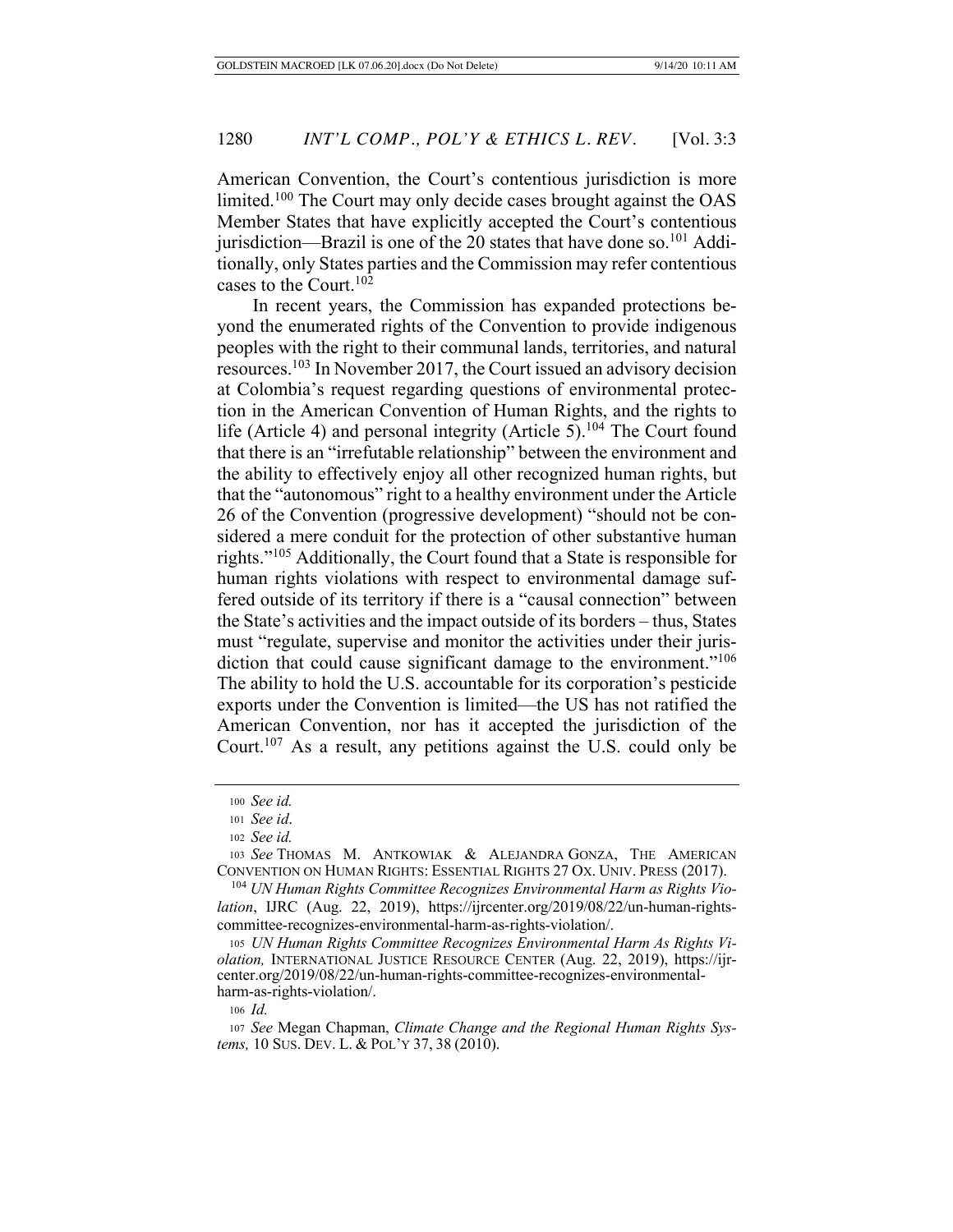American Convention, the Court's contentious jurisdiction is more limited.[100] The Court may only decide cases brought against the OAS Member States that have explicitly accepted the Court's contentious jurisdiction—Brazil is one of the 20 states that have done so.[101] Additionally, only States parties and the Commission may refer contentious cases to the Court.[102]

In recent years, the Commission has expanded protections beyond the enumerated rights of the Convention to provide indigenous peoples with the right to their communal lands, territories, and natural resources.[103] In November 2017, the Court issued an advisory decision at Colombia's request regarding questions of environmental protection in the American Convention of Human Rights, and the rights to life (Article 4) and personal integrity (Article 5).[104] The Court found that there is an "irrefutable relationship" between the environment and the ability to effectively enjoy all other recognized human rights, but that the "autonomous" right to a healthy environment under the Article 26 of the Convention (progressive development) "should not be considered a mere conduit for the protection of other substantive human rights."[105] Additionally, the Court found that a State is responsible for human rights violations with respect to environmental damage suffered outside of its territory if there is a "causal connection" between the State's activities and the impact outside of its borders – thus, States must "regulate, supervise and monitor the activities under their jurisdiction that could cause significant damage to the environment."[106] The ability to hold the U.S. accountable for its corporation's pesticide exports under the Convention is limited—the US has not ratified the American Convention, nor has it accepted the jurisdiction of the Court.[107] As a result, any petitions against the U.S. could only be

---

100 *See id.*

101 *See id*.

102 *See id.*

103 *See* THOMAS M. ANTKOWIAK & ALEJANDRA GONZA, THE AMERICAN CONVENTION ON HUMAN RIGHTS: ESSENTIAL RIGHTS 27 OX. UNIV. PRESS (2017).

104 *UN Human Rights Committee Recognizes Environmental Harm as Rights Violation*, IJRC (Aug. 22, 2019), https://ijrcenter.org/2019/08/22/un-human-rights-committee-recognizes-environmental-harm-as-rights-violation/.

105 *UN Human Rights Committee Recognizes Environmental Harm As Rights Violation,* INTERNATIONAL JUSTICE RESOURCE CENTER (Aug. 22, 2019), https://ijrcenter.org/2019/08/22/un-human-rights-committee-recognizes-environmental-harm-as-rights-violation/.

106 *Id.*

107 *See* Megan Chapman, *Climate Change and the Regional Human Rights Systems,* 10 SUS. DEV. L. & POL'Y 37, 38 (2010).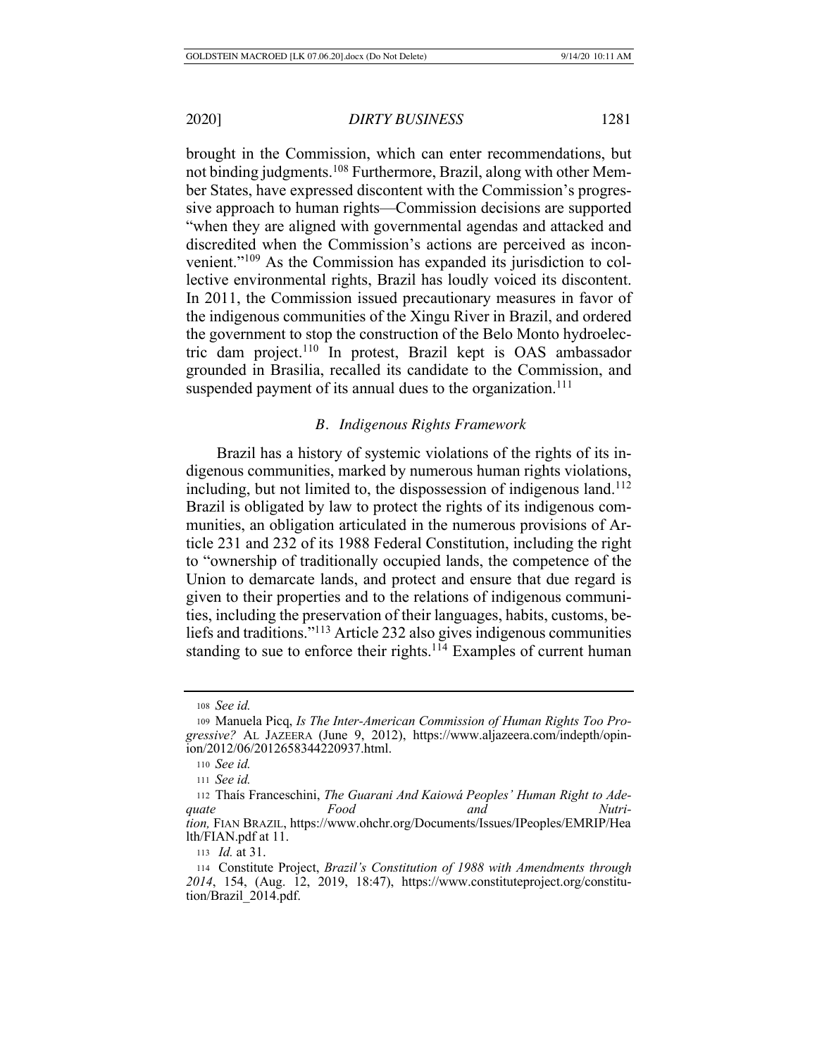brought in the Commission, which can enter recommendations, but not binding judgments.[108] Furthermore, Brazil, along with other Member States, have expressed discontent with the Commission's progressive approach to human rights—Commission decisions are supported "when they are aligned with governmental agendas and attacked and discredited when the Commission's actions are perceived as inconvenient."[109] As the Commission has expanded its jurisdiction to collective environmental rights, Brazil has loudly voiced its discontent. In 2011, the Commission issued precautionary measures in favor of the indigenous communities of the Xingu River in Brazil, and ordered the government to stop the construction of the Belo Monto hydroelectric dam project.[110] In protest, Brazil kept is OAS ambassador grounded in Brasilia, recalled its candidate to the Commission, and suspended payment of its annual dues to the organization.[111]

### *B. Indigenous Rights Framework*

Brazil has a history of systemic violations of the rights of its indigenous communities, marked by numerous human rights violations, including, but not limited to, the dispossession of indigenous land.[112] Brazil is obligated by law to protect the rights of its indigenous communities, an obligation articulated in the numerous provisions of Article 231 and 232 of its 1988 Federal Constitution, including the right to "ownership of traditionally occupied lands, the competence of the Union to demarcate lands, and protect and ensure that due regard is given to their properties and to the relations of indigenous communities, including the preservation of their languages, habits, customs, beliefs and traditions."[113] Article 232 also gives indigenous communities standing to sue to enforce their rights.[114] Examples of current human

---

108 *See id.*

109 Manuela Picq, *Is The Inter-American Commission of Human Rights Too Progressive?* AL JAZEERA (June 9, 2012), https://www.aljazeera.com/indepth/opinion/2012/06/2012658344220937.html.

110 *See id.*

111 *See id.*

112 Thaís Franceschini, *The Guarani And Kaiowá Peoples' Human Right to Adequate Food and Nutrition,* FIAN BRAZIL, https://www.ohchr.org/Documents/Issues/IPeoples/EMRIP/Health/FIAN.pdf at 11.

113 *Id.* at 31.

114 Constitute Project, *Brazil's Constitution of 1988 with Amendments through 2014*, 154, (Aug. 12, 2019, 18:47), https://www.constituteproject.org/constitution/Brazil_2014.pdf.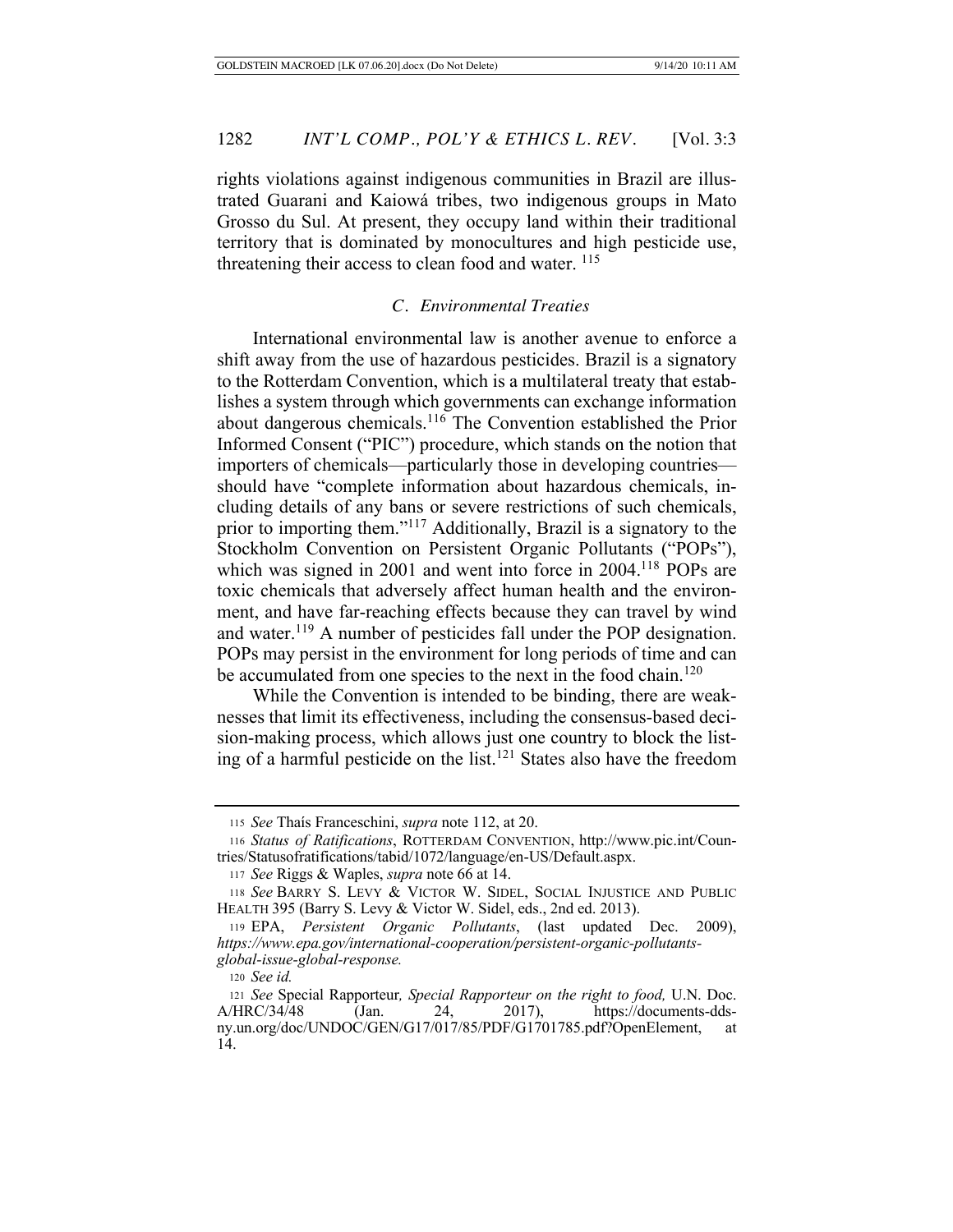rights violations against indigenous communities in Brazil are illustrated Guarani and Kaiowá tribes, two indigenous groups in Mato Grosso du Sul. At present, they occupy land within their traditional territory that is dominated by monocultures and high pesticide use, threatening their access to clean food and water. [115]

### *C. Environmental Treaties*

International environmental law is another avenue to enforce a shift away from the use of hazardous pesticides. Brazil is a signatory to the Rotterdam Convention, which is a multilateral treaty that establishes a system through which governments can exchange information about dangerous chemicals.[116] The Convention established the Prior Informed Consent ("PIC") procedure, which stands on the notion that importers of chemicals—particularly those in developing countries—should have "complete information about hazardous chemicals, including details of any bans or severe restrictions of such chemicals, prior to importing them."[117] Additionally, Brazil is a signatory to the Stockholm Convention on Persistent Organic Pollutants ("POPs"), which was signed in 2001 and went into force in 2004.[118] POPs are toxic chemicals that adversely affect human health and the environment, and have far-reaching effects because they can travel by wind and water.[119] A number of pesticides fall under the POP designation. POPs may persist in the environment for long periods of time and can be accumulated from one species to the next in the food chain.[120]

While the Convention is intended to be binding, there are weaknesses that limit its effectiveness, including the consensus-based decision-making process, which allows just one country to block the listing of a harmful pesticide on the list.[121] States also have the freedom

---

115 *See* Thaís Franceschini, *supra* note 112, at 20.

116 *Status of Ratifications*, ROTTERDAM CONVENTION, http://www.pic.int/Countries/Statusofratifications/tabid/1072/language/en-US/Default.aspx.

117 *See* Riggs & Waples, *supra* note 66 at 14.

118 *See* BARRY S. LEVY & VICTOR W. SIDEL, SOCIAL INJUSTICE AND PUBLIC HEALTH 395 (Barry S. Levy & Victor W. Sidel, eds., 2nd ed. 2013).

119 EPA, *Persistent Organic Pollutants*, (last updated Dec. 2009), *https://www.epa.gov/international-cooperation/persistent-organic-pollutants-global-issue-global-response.*

120 *See id.*

121 *See* Special Rapporteur*, Special Rapporteur on the right to food,* U.N. Doc. A/HRC/34/48 (Jan. 24, 2017), https://documents-dds-ny.un.org/doc/UNDOC/GEN/G17/017/85/PDF/G1701785.pdf?OpenElement, at 14.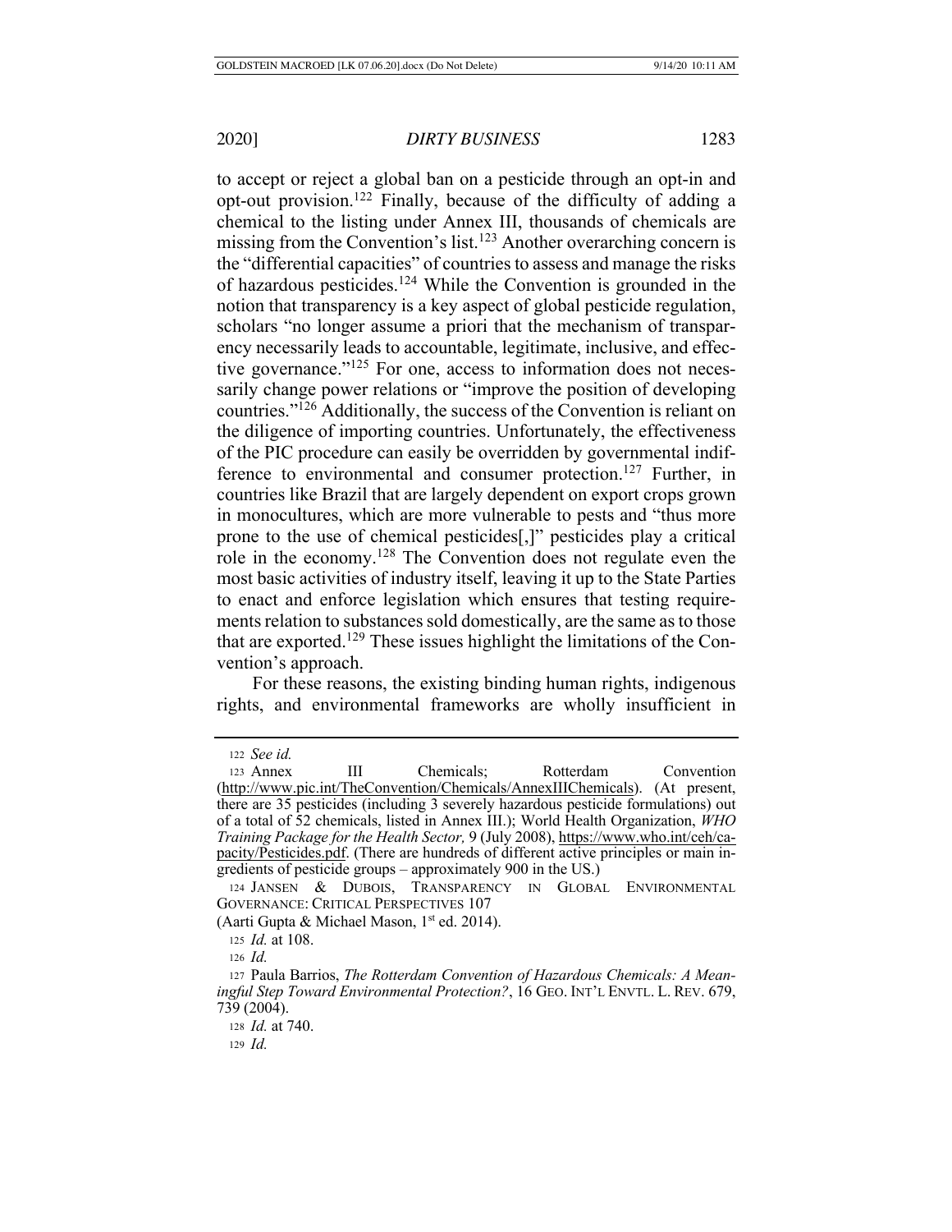to accept or reject a global ban on a pesticide through an opt-in and opt-out provision.[122] Finally, because of the difficulty of adding a chemical to the listing under Annex III, thousands of chemicals are missing from the Convention's list.[123] Another overarching concern is the "differential capacities" of countries to assess and manage the risks of hazardous pesticides.[124] While the Convention is grounded in the notion that transparency is a key aspect of global pesticide regulation, scholars "no longer assume a priori that the mechanism of transparency necessarily leads to accountable, legitimate, inclusive, and effective governance."[125] For one, access to information does not necessarily change power relations or "improve the position of developing countries."[126] Additionally, the success of the Convention is reliant on the diligence of importing countries. Unfortunately, the effectiveness of the PIC procedure can easily be overridden by governmental indifference to environmental and consumer protection.[127] Further, in countries like Brazil that are largely dependent on export crops grown in monocultures, which are more vulnerable to pests and "thus more prone to the use of chemical pesticides[,]" pesticides play a critical role in the economy.[128] The Convention does not regulate even the most basic activities of industry itself, leaving it up to the State Parties to enact and enforce legislation which ensures that testing requirements relation to substances sold domestically, are the same as to those that are exported.[129] These issues highlight the limitations of the Convention's approach.

For these reasons, the existing binding human rights, indigenous rights, and environmental frameworks are wholly insufficient in

---

[122] *See id.*

[123] Annex III Chemicals; Rotterdam Convention (http://www.pic.int/TheConvention/Chemicals/AnnexIIIChemicals). (At present, there are 35 pesticides (including 3 severely hazardous pesticide formulations) out of a total of 52 chemicals, listed in Annex III.); World Health Organization, *WHO Training Package for the Health Sector,* 9 (July 2008), https://www.who.int/ceh/capacity/Pesticides.pdf. (There are hundreds of different active principles or main ingredients of pesticide groups – approximately 900 in the US.)

[124] JANSEN & DUBOIS, TRANSPARENCY IN GLOBAL ENVIRONMENTAL GOVERNANCE: CRITICAL PERSPECTIVES 107 (Aarti Gupta & Michael Mason, 1st ed. 2014).

[125] *Id.* at 108.

[126] *Id.*

[127] Paula Barrios, *The Rotterdam Convention of Hazardous Chemicals: A Meaningful Step Toward Environmental Protection?*, 16 GEO. INT'L ENVTL. L. REV. 679, 739 (2004).

[128] *Id.* at 740.

[129] *Id.*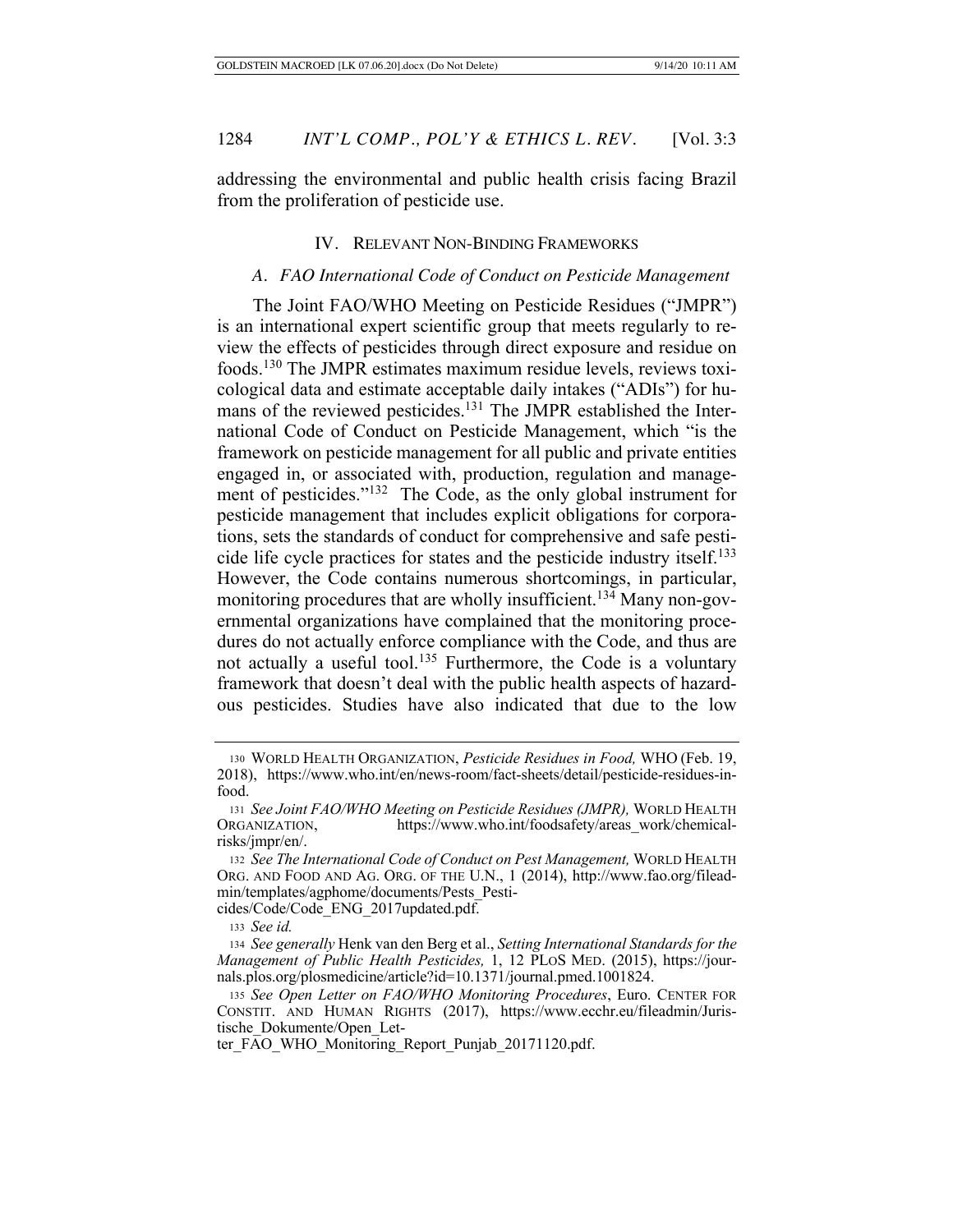addressing the environmental and public health crisis facing Brazil from the proliferation of pesticide use.

## IV. Relevant Non-Binding Frameworks

### *A. FAO International Code of Conduct on Pesticide Management*

The Joint FAO/WHO Meeting on Pesticide Residues ("JMPR") is an international expert scientific group that meets regularly to review the effects of pesticides through direct exposure and residue on foods.[130] The JMPR estimates maximum residue levels, reviews toxicological data and estimate acceptable daily intakes ("ADIs") for humans of the reviewed pesticides.[131] The JMPR established the International Code of Conduct on Pesticide Management, which "is the framework on pesticide management for all public and private entities engaged in, or associated with, production, regulation and management of pesticides."[132] The Code, as the only global instrument for pesticide management that includes explicit obligations for corporations, sets the standards of conduct for comprehensive and safe pesticide life cycle practices for states and the pesticide industry itself.[133] However, the Code contains numerous shortcomings, in particular, monitoring procedures that are wholly insufficient.[134] Many non-governmental organizations have complained that the monitoring procedures do not actually enforce compliance with the Code, and thus are not actually a useful tool.[135] Furthermore, the Code is a voluntary framework that doesn't deal with the public health aspects of hazardous pesticides. Studies have also indicated that due to the low

---

130 World Health Organization, *Pesticide Residues in Food,* WHO (Feb. 19, 2018), https://www.who.int/en/news-room/fact-sheets/detail/pesticide-residues-in-food.

131 *See Joint FAO/WHO Meeting on Pesticide Residues (JMPR),* World Health Organization, https://www.who.int/foodsafety/areas_work/chemical-risks/jmpr/en/.

132 *See The International Code of Conduct on Pest Management,* World Health Org. and Food and Ag. Org. of the U.N., 1 (2014), http://www.fao.org/fileadmin/templates/agphome/documents/Pests_Pesticides/Code/Code_ENG_2017updated.pdf.

133 *See id.*

134 *See generally* Henk van den Berg et al., *Setting International Standards for the Management of Public Health Pesticides,* 1, 12 PLoS Med. (2015), https://journals.plos.org/plosmedicine/article?id=10.1371/journal.pmed.1001824.

135 *See Open Letter on FAO/WHO Monitoring Procedures*, Euro. Center for Constit. and Human Rights (2017), https://www.ecchr.eu/fileadmin/Juristische_Dokumente/Open_Letter_FAO_WHO_Monitoring_Report_Punjab_20171120.pdf.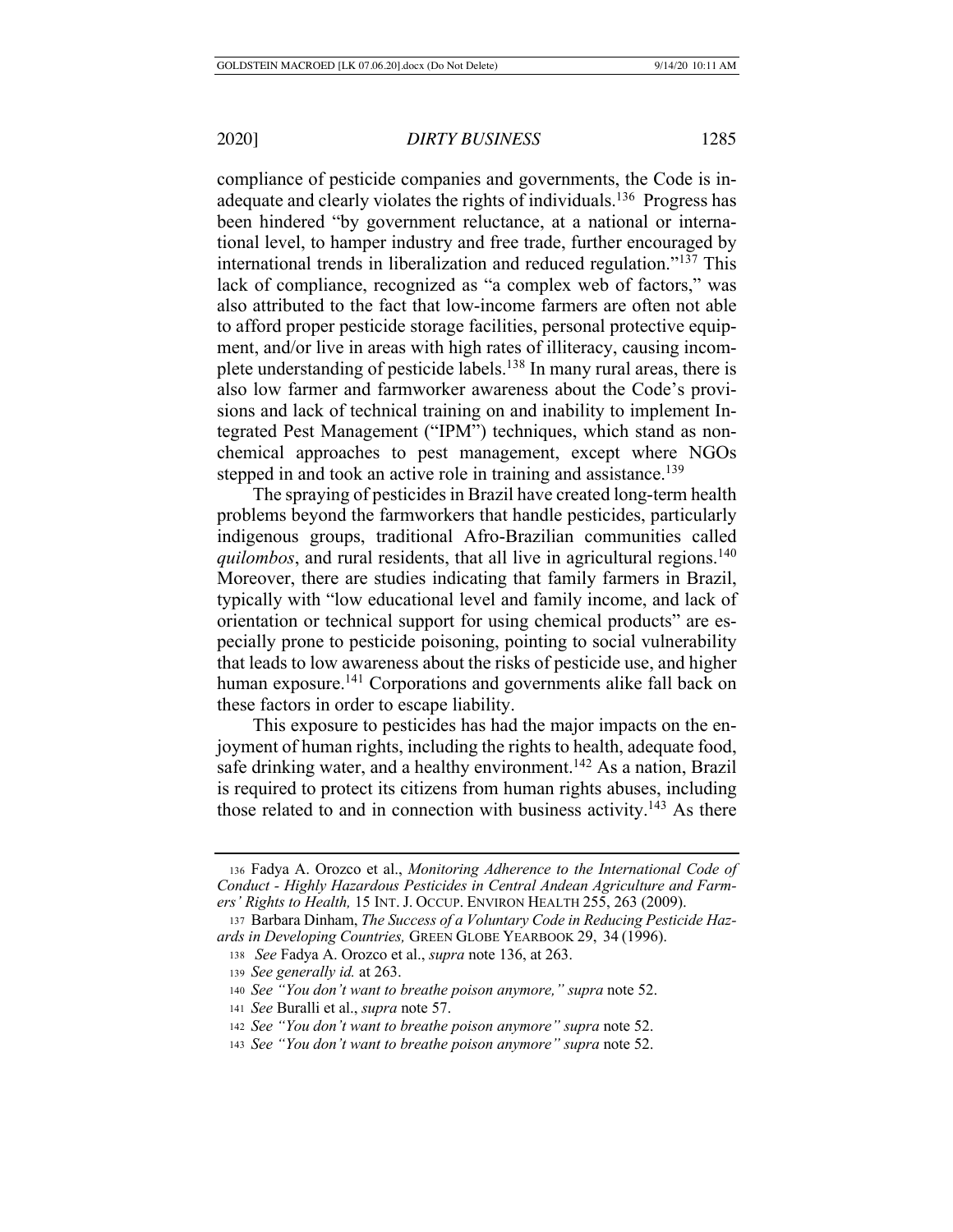compliance of pesticide companies and governments, the Code is inadequate and clearly violates the rights of individuals.[136] Progress has been hindered "by government reluctance, at a national or international level, to hamper industry and free trade, further encouraged by international trends in liberalization and reduced regulation."[137] This lack of compliance, recognized as "a complex web of factors," was also attributed to the fact that low-income farmers are often not able to afford proper pesticide storage facilities, personal protective equipment, and/or live in areas with high rates of illiteracy, causing incomplete understanding of pesticide labels.[138] In many rural areas, there is also low farmer and farmworker awareness about the Code's provisions and lack of technical training on and inability to implement Integrated Pest Management ("IPM") techniques, which stand as non-chemical approaches to pest management, except where NGOs stepped in and took an active role in training and assistance.[139]

The spraying of pesticides in Brazil have created long-term health problems beyond the farmworkers that handle pesticides, particularly indigenous groups, traditional Afro-Brazilian communities called *quilombos*, and rural residents, that all live in agricultural regions.[140] Moreover, there are studies indicating that family farmers in Brazil, typically with "low educational level and family income, and lack of orientation or technical support for using chemical products" are especially prone to pesticide poisoning, pointing to social vulnerability that leads to low awareness about the risks of pesticide use, and higher human exposure.[141] Corporations and governments alike fall back on these factors in order to escape liability.

This exposure to pesticides has had the major impacts on the enjoyment of human rights, including the rights to health, adequate food, safe drinking water, and a healthy environment.[142] As a nation, Brazil is required to protect its citizens from human rights abuses, including those related to and in connection with business activity.[143] As there

---

136 Fadya A. Orozco et al., *Monitoring Adherence to the International Code of Conduct - Highly Hazardous Pesticides in Central Andean Agriculture and Farmers' Rights to Health,* 15 INT. J. OCCUP. ENVIRON HEALTH 255, 263 (2009).

137 Barbara Dinham, *The Success of a Voluntary Code in Reducing Pesticide Hazards in Developing Countries,* GREEN GLOBE YEARBOOK 29, 34 (1996).

138 *See* Fadya A. Orozco et al., *supra* note 136, at 263.

139 *See generally id.* at 263.

140 *See "You don't want to breathe poison anymore," supra* note 52.

141 *See* Buralli et al., *supra* note 57.

142 *See "You don't want to breathe poison anymore" supra* note 52.

143 *See "You don't want to breathe poison anymore" supra* note 52.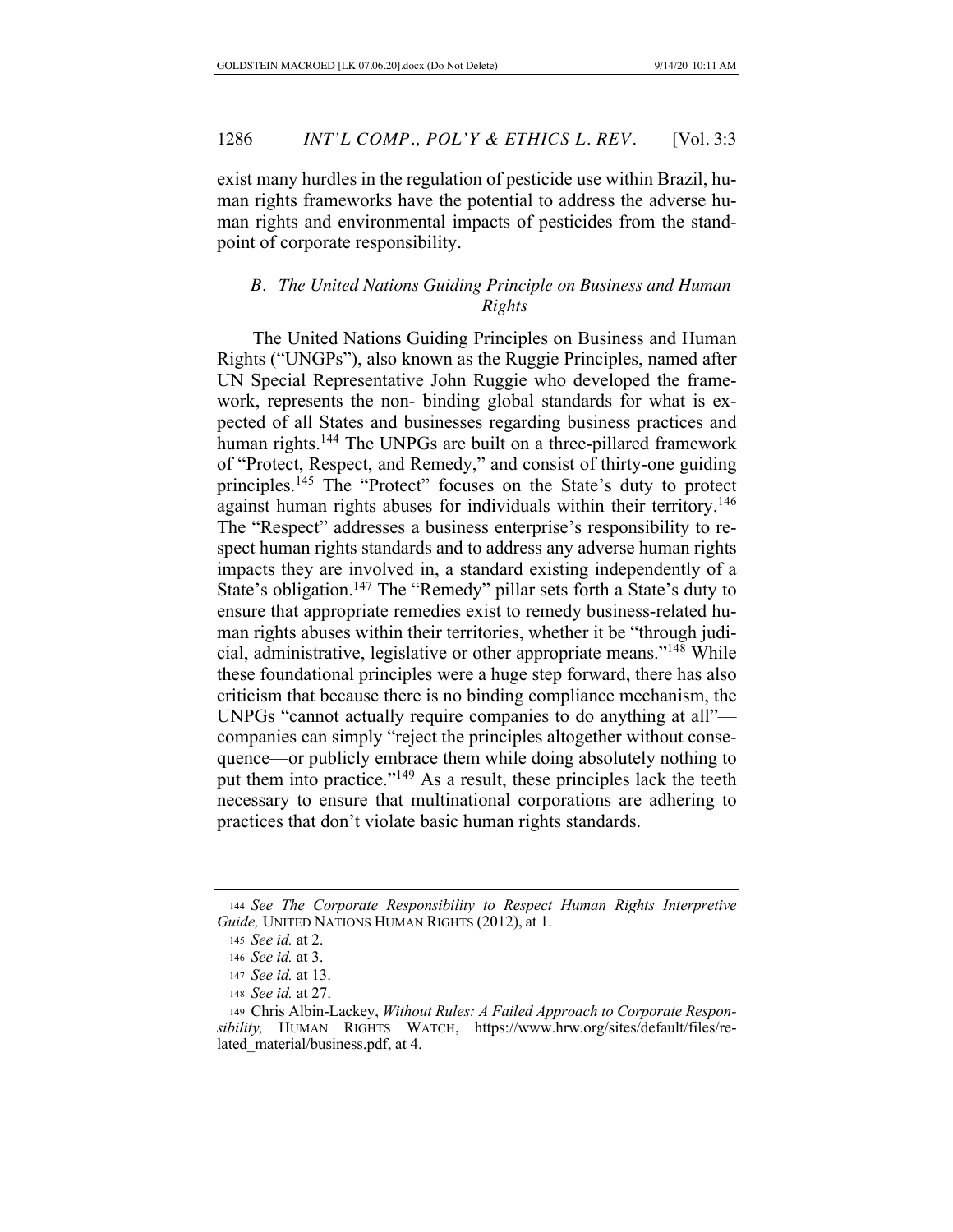exist many hurdles in the regulation of pesticide use within Brazil, human rights frameworks have the potential to address the adverse human rights and environmental impacts of pesticides from the standpoint of corporate responsibility.

### *B. The United Nations Guiding Principle on Business and Human Rights*

The United Nations Guiding Principles on Business and Human Rights ("UNGPs"), also known as the Ruggie Principles, named after UN Special Representative John Ruggie who developed the framework, represents the non- binding global standards for what is expected of all States and businesses regarding business practices and human rights.[144] The UNPGs are built on a three-pillared framework of "Protect, Respect, and Remedy," and consist of thirty-one guiding principles.[145] The "Protect" focuses on the State's duty to protect against human rights abuses for individuals within their territory.[146] The "Respect" addresses a business enterprise's responsibility to respect human rights standards and to address any adverse human rights impacts they are involved in, a standard existing independently of a State's obligation.[147] The "Remedy" pillar sets forth a State's duty to ensure that appropriate remedies exist to remedy business-related human rights abuses within their territories, whether it be "through judicial, administrative, legislative or other appropriate means."[148] While these foundational principles were a huge step forward, there has also criticism that because there is no binding compliance mechanism, the UNPGs "cannot actually require companies to do anything at all"—companies can simply "reject the principles altogether without consequence—or publicly embrace them while doing absolutely nothing to put them into practice."[149] As a result, these principles lack the teeth necessary to ensure that multinational corporations are adhering to practices that don't violate basic human rights standards.

---

144 *See The Corporate Responsibility to Respect Human Rights Interpretive Guide,* UNITED NATIONS HUMAN RIGHTS (2012), at 1.

145 *See id.* at 2.

146 *See id.* at 3.

147 *See id.* at 13.

148 *See id.* at 27.

149 Chris Albin-Lackey, *Without Rules: A Failed Approach to Corporate Responsibility,* HUMAN RIGHTS WATCH, https://www.hrw.org/sites/default/files/related_material/business.pdf, at 4.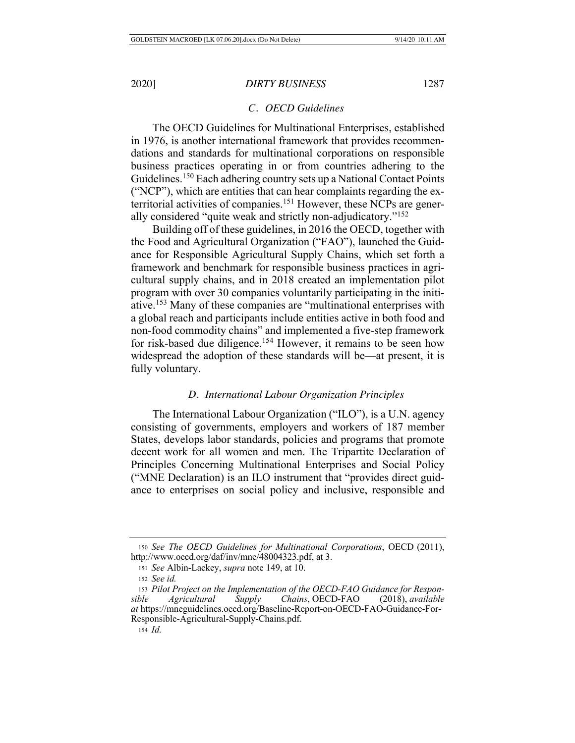### *C. OECD Guidelines*

The OECD Guidelines for Multinational Enterprises, established in 1976, is another international framework that provides recommendations and standards for multinational corporations on responsible business practices operating in or from countries adhering to the Guidelines.[150] Each adhering country sets up a National Contact Points ("NCP"), which are entities that can hear complaints regarding the exterritorial activities of companies.[151] However, these NCPs are generally considered "quite weak and strictly non-adjudicatory."[152]

Building off of these guidelines, in 2016 the OECD, together with the Food and Agricultural Organization ("FAO"), launched the Guidance for Responsible Agricultural Supply Chains, which set forth a framework and benchmark for responsible business practices in agricultural supply chains, and in 2018 created an implementation pilot program with over 30 companies voluntarily participating in the initiative.[153] Many of these companies are "multinational enterprises with a global reach and participants include entities active in both food and non-food commodity chains" and implemented a five-step framework for risk-based due diligence.[154] However, it remains to be seen how widespread the adoption of these standards will be—at present, it is fully voluntary.

### *D. International Labour Organization Principles*

The International Labour Organization ("ILO"), is a U.N. agency consisting of governments, employers and workers of 187 member States, develops labor standards, policies and programs that promote decent work for all women and men. The Tripartite Declaration of Principles Concerning Multinational Enterprises and Social Policy ("MNE Declaration) is an ILO instrument that "provides direct guidance to enterprises on social policy and inclusive, responsible and

---

150 *See The OECD Guidelines for Multinational Corporations*, OECD (2011), http://www.oecd.org/daf/inv/mne/48004323.pdf, at 3.

151 *See* Albin-Lackey, *supra* note 149, at 10.

152 *See id.*

153 *Pilot Project on the Implementation of the OECD-FAO Guidance for Responsible Agricultural Supply Chains*, OECD-FAO (2018), *available at* https://mneguidelines.oecd.org/Baseline-Report-on-OECD-FAO-Guidance-For-Responsible-Agricultural-Supply-Chains.pdf.

154 *Id.*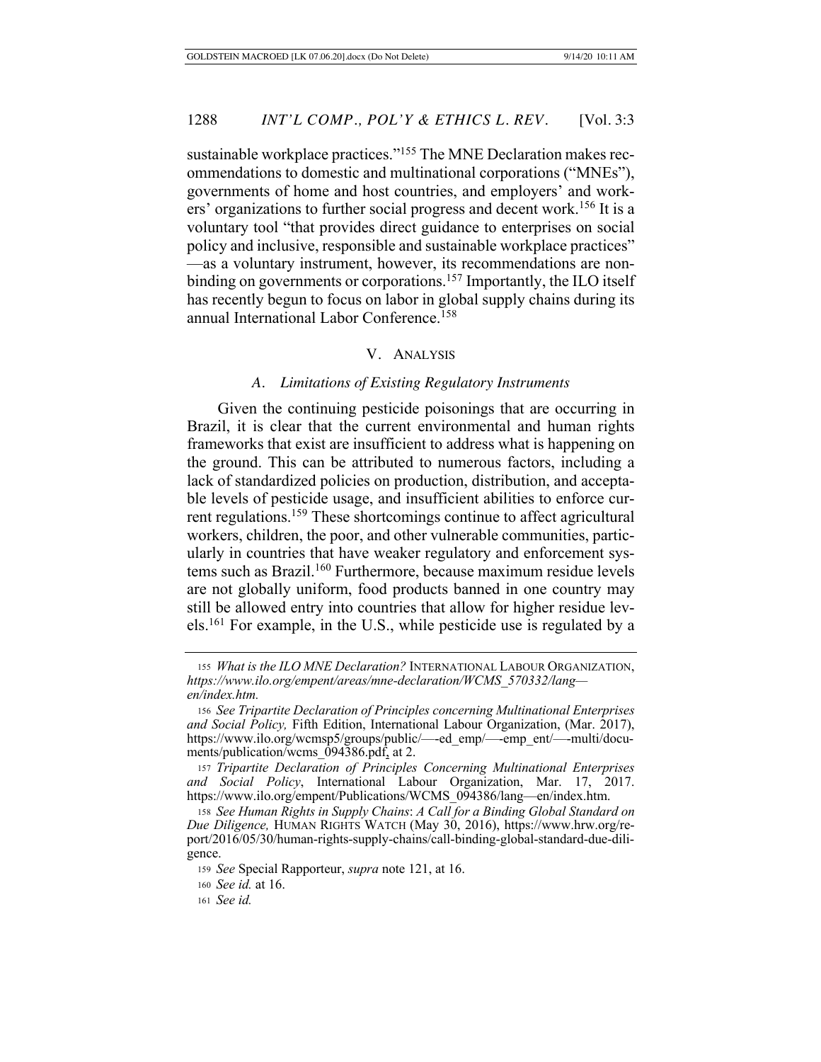sustainable workplace practices."[155] The MNE Declaration makes recommendations to domestic and multinational corporations ("MNEs"), governments of home and host countries, and employers' and workers' organizations to further social progress and decent work.[156] It is a voluntary tool "that provides direct guidance to enterprises on social policy and inclusive, responsible and sustainable workplace practices" —as a voluntary instrument, however, its recommendations are non-binding on governments or corporations.[157] Importantly, the ILO itself has recently begun to focus on labor in global supply chains during its annual International Labor Conference.[158]

## V. Analysis

### *A. Limitations of Existing Regulatory Instruments*

Given the continuing pesticide poisonings that are occurring in Brazil, it is clear that the current environmental and human rights frameworks that exist are insufficient to address what is happening on the ground. This can be attributed to numerous factors, including a lack of standardized policies on production, distribution, and acceptable levels of pesticide usage, and insufficient abilities to enforce current regulations.[159] These shortcomings continue to affect agricultural workers, children, the poor, and other vulnerable communities, particularly in countries that have weaker regulatory and enforcement systems such as Brazil.[160] Furthermore, because maximum residue levels are not globally uniform, food products banned in one country may still be allowed entry into countries that allow for higher residue levels.[161] For example, in the U.S., while pesticide use is regulated by a

---

155 *What is the ILO MNE Declaration?* International Labour Organization, *https://www.ilo.org/empent/areas/mne-declaration/WCMS_570332/lang—en/index.htm.*

156 *See Tripartite Declaration of Principles concerning Multinational Enterprises and Social Policy,* Fifth Edition, International Labour Organization, (Mar. 2017), https://www.ilo.org/wcmsp5/groups/public/—-ed_emp/—-emp_ent/—-multi/documents/publication/wcms_094386.pdf, at 2.

157 *Tripartite Declaration of Principles Concerning Multinational Enterprises and Social Policy*, International Labour Organization, Mar. 17, 2017. https://www.ilo.org/empent/Publications/WCMS_094386/lang—en/index.htm.

158 *See Human Rights in Supply Chains*: *A Call for a Binding Global Standard on Due Diligence,* Human Rights Watch (May 30, 2016), https://www.hrw.org/report/2016/05/30/human-rights-supply-chains/call-binding-global-standard-due-diligence.

159 *See* Special Rapporteur, *supra* note 121, at 16.

160 *See id.* at 16.

161 *See id.*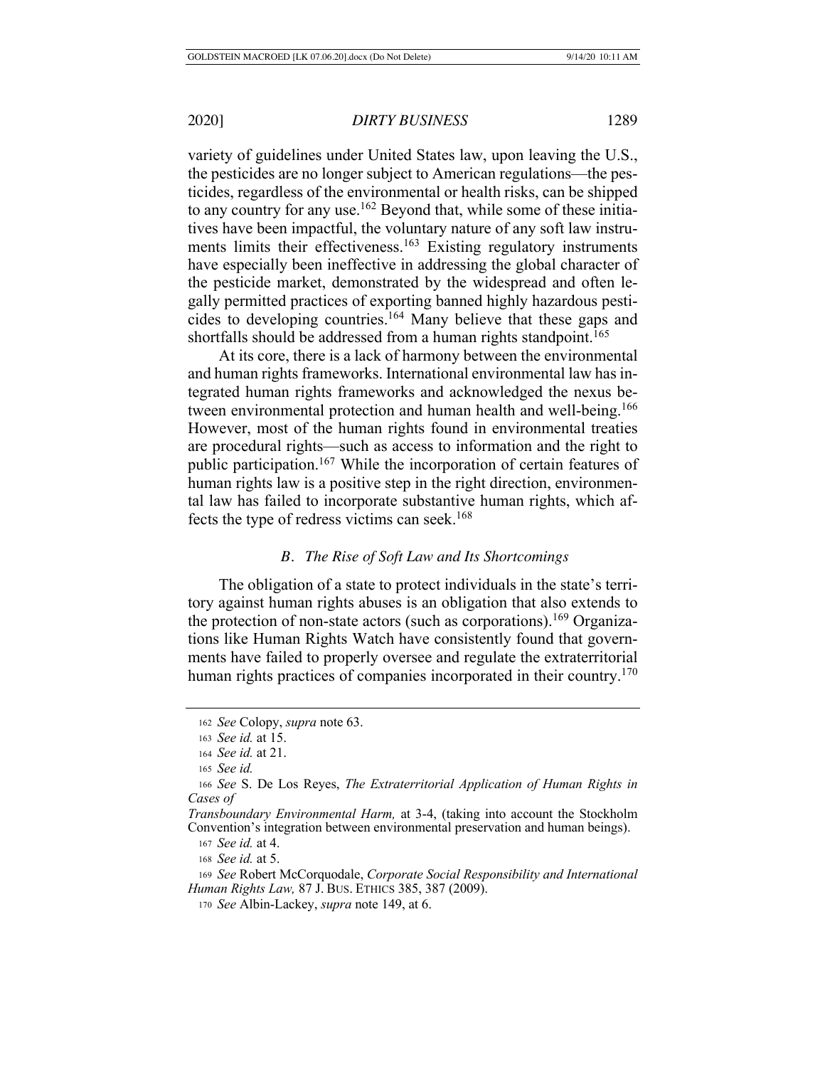variety of guidelines under United States law, upon leaving the U.S., the pesticides are no longer subject to American regulations—the pesticides, regardless of the environmental or health risks, can be shipped to any country for any use.[162] Beyond that, while some of these initiatives have been impactful, the voluntary nature of any soft law instruments limits their effectiveness.[163] Existing regulatory instruments have especially been ineffective in addressing the global character of the pesticide market, demonstrated by the widespread and often legally permitted practices of exporting banned highly hazardous pesticides to developing countries.[164] Many believe that these gaps and shortfalls should be addressed from a human rights standpoint.[165]

At its core, there is a lack of harmony between the environmental and human rights frameworks. International environmental law has integrated human rights frameworks and acknowledged the nexus between environmental protection and human health and well-being.[166] However, most of the human rights found in environmental treaties are procedural rights—such as access to information and the right to public participation.[167] While the incorporation of certain features of human rights law is a positive step in the right direction, environmental law has failed to incorporate substantive human rights, which affects the type of redress victims can seek.[168]

### *B. The Rise of Soft Law and Its Shortcomings*

The obligation of a state to protect individuals in the state's territory against human rights abuses is an obligation that also extends to the protection of non-state actors (such as corporations).[169] Organizations like Human Rights Watch have consistently found that governments have failed to properly oversee and regulate the extraterritorial human rights practices of companies incorporated in their country.[170]

---

162 *See* Colopy, *supra* note 63.

163 *See id.* at 15.

164 *See id.* at 21.

165 *See id.*

166 *See* S. De Los Reyes, *The Extraterritorial Application of Human Rights in Cases of Transboundary Environmental Harm,* at 3-4, (taking into account the Stockholm Convention's integration between environmental preservation and human beings).

167 *See id.* at 4.

168 *See id.* at 5.

169 *See* Robert McCorquodale, *Corporate Social Responsibility and International Human Rights Law,* 87 J. BUS. ETHICS 385, 387 (2009).

170 *See* Albin-Lackey, *supra* note 149, at 6.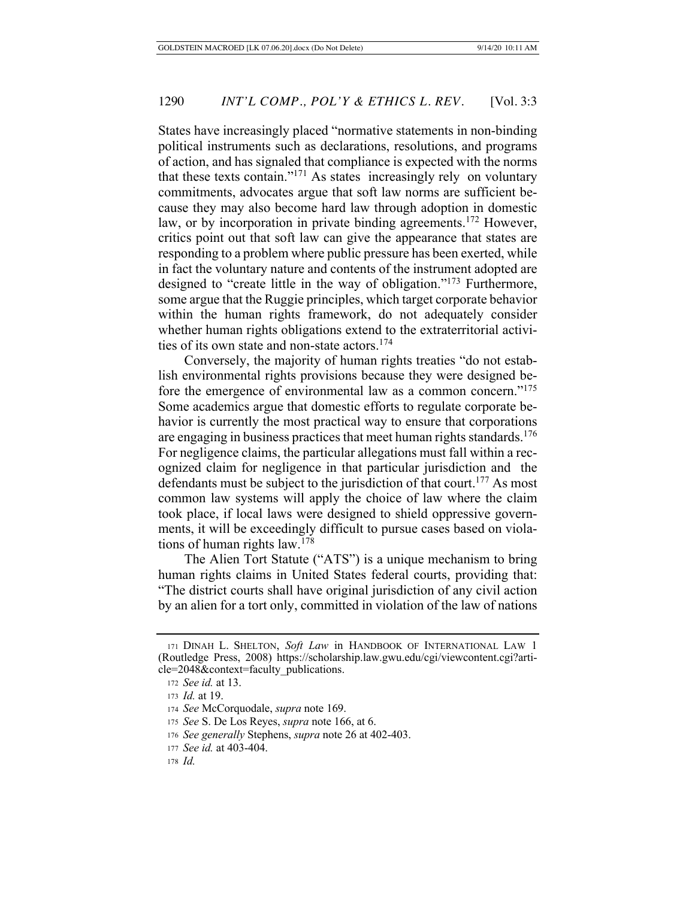States have increasingly placed "normative statements in non-binding political instruments such as declarations, resolutions, and programs of action, and has signaled that compliance is expected with the norms that these texts contain."[171] As states increasingly rely on voluntary commitments, advocates argue that soft law norms are sufficient because they may also become hard law through adoption in domestic law, or by incorporation in private binding agreements.[172] However, critics point out that soft law can give the appearance that states are responding to a problem where public pressure has been exerted, while in fact the voluntary nature and contents of the instrument adopted are designed to "create little in the way of obligation."[173] Furthermore, some argue that the Ruggie principles, which target corporate behavior within the human rights framework, do not adequately consider whether human rights obligations extend to the extraterritorial activities of its own state and non-state actors.[174]

Conversely, the majority of human rights treaties "do not establish environmental rights provisions because they were designed before the emergence of environmental law as a common concern."[175] Some academics argue that domestic efforts to regulate corporate behavior is currently the most practical way to ensure that corporations are engaging in business practices that meet human rights standards.[176] For negligence claims, the particular allegations must fall within a recognized claim for negligence in that particular jurisdiction and the defendants must be subject to the jurisdiction of that court.[177] As most common law systems will apply the choice of law where the claim took place, if local laws were designed to shield oppressive governments, it will be exceedingly difficult to pursue cases based on violations of human rights law.[178]

The Alien Tort Statute ("ATS") is a unique mechanism to bring human rights claims in United States federal courts, providing that: "The district courts shall have original jurisdiction of any civil action by an alien for a tort only, committed in violation of the law of nations

171 DINAH L. SHELTON, *Soft Law* in HANDBOOK OF INTERNATIONAL LAW 1 (Routledge Press, 2008) https://scholarship.law.gwu.edu/cgi/viewcontent.cgi?article=2048&context=faculty_publications.

172 *See id.* at 13.

173 *Id.* at 19.

174 *See* McCorquodale, *supra* note 169.

175 *See* S. De Los Reyes, *supra* note 166, at 6.

176 *See generally* Stephens, *supra* note 26 at 402-403.

177 *See id.* at 403-404.

178 *Id.*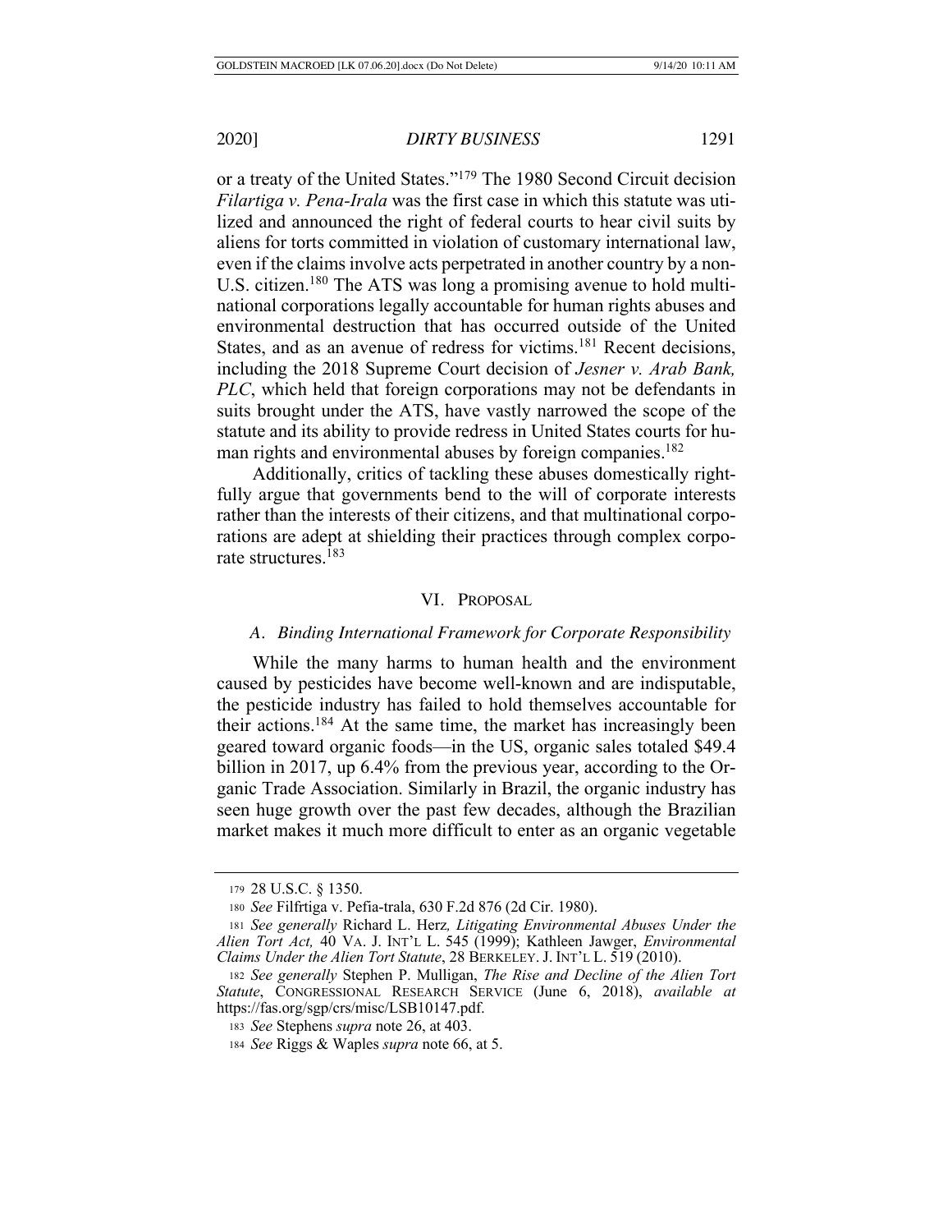or a treaty of the United States."[179] The 1980 Second Circuit decision *Filartiga v. Pena-Irala* was the first case in which this statute was utilized and announced the right of federal courts to hear civil suits by aliens for torts committed in violation of customary international law, even if the claims involve acts perpetrated in another country by a non-U.S. citizen.[180] The ATS was long a promising avenue to hold multinational corporations legally accountable for human rights abuses and environmental destruction that has occurred outside of the United States, and as an avenue of redress for victims.[181] Recent decisions, including the 2018 Supreme Court decision of *Jesner v. Arab Bank, PLC*, which held that foreign corporations may not be defendants in suits brought under the ATS, have vastly narrowed the scope of the statute and its ability to provide redress in United States courts for human rights and environmental abuses by foreign companies.[182]

Additionally, critics of tackling these abuses domestically rightfully argue that governments bend to the will of corporate interests rather than the interests of their citizens, and that multinational corporations are adept at shielding their practices through complex corporate structures.[183]

## VI. PROPOSAL

### *A. Binding International Framework for Corporate Responsibility*

While the many harms to human health and the environment caused by pesticides have become well-known and are indisputable, the pesticide industry has failed to hold themselves accountable for their actions.[184] At the same time, the market has increasingly been geared toward organic foods—in the US, organic sales totaled $49.4 billion in 2017, up 6.4% from the previous year, according to the Organic Trade Association. Similarly in Brazil, the organic industry has seen huge growth over the past few decades, although the Brazilian market makes it much more difficult to enter as an organic vegetable

---

179 28 U.S.C. § 1350.

180 *See* Filfrtiga v. Pefia-trala, 630 F.2d 876 (2d Cir. 1980).

181 *See generally* Richard L. Herz, *Litigating Environmental Abuses Under the Alien Tort Act,* 40 VA. J. INT'L L. 545 (1999); Kathleen Jawger, *Environmental Claims Under the Alien Tort Statute*, 28 BERKELEY. J. INT'L L. 519 (2010).

182 *See generally* Stephen P. Mulligan, *The Rise and Decline of the Alien Tort Statute*, CONGRESSIONAL RESEARCH SERVICE (June 6, 2018), *available at* https://fas.org/sgp/crs/misc/LSB10147.pdf.

183 *See* Stephens *supra* note 26, at 403.

184 *See* Riggs & Waples *supra* note 66, at 5.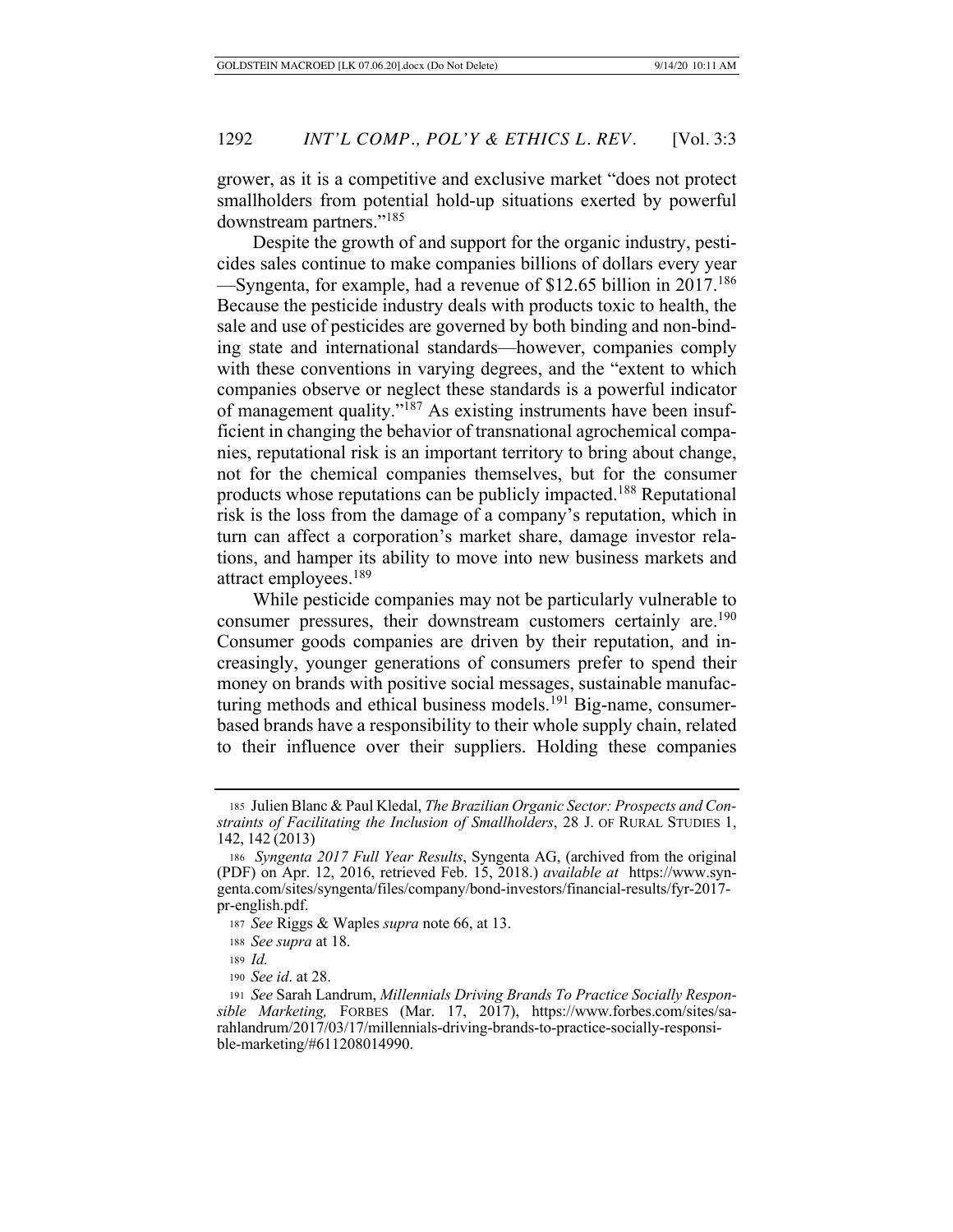grower, as it is a competitive and exclusive market "does not protect smallholders from potential hold-up situations exerted by powerful downstream partners."[185]

Despite the growth of and support for the organic industry, pesticides sales continue to make companies billions of dollars every year —Syngenta, for example, had a revenue of $12.65 billion in 2017.[186] Because the pesticide industry deals with products toxic to health, the sale and use of pesticides are governed by both binding and non-binding state and international standards—however, companies comply with these conventions in varying degrees, and the "extent to which companies observe or neglect these standards is a powerful indicator of management quality."[187] As existing instruments have been insufficient in changing the behavior of transnational agrochemical companies, reputational risk is an important territory to bring about change, not for the chemical companies themselves, but for the consumer products whose reputations can be publicly impacted.[188] Reputational risk is the loss from the damage of a company's reputation, which in turn can affect a corporation's market share, damage investor relations, and hamper its ability to move into new business markets and attract employees.[189]

While pesticide companies may not be particularly vulnerable to consumer pressures, their downstream customers certainly are.[190] Consumer goods companies are driven by their reputation, and increasingly, younger generations of consumers prefer to spend their money on brands with positive social messages, sustainable manufacturing methods and ethical business models.[191] Big-name, consumer-based brands have a responsibility to their whole supply chain, related to their influence over their suppliers. Holding these companies

---

185 Julien Blanc & Paul Kledal, *The Brazilian Organic Sector: Prospects and Constraints of Facilitating the Inclusion of Smallholders*, 28 J. OF RURAL STUDIES 1, 142, 142 (2013)

186 *Syngenta 2017 Full Year Results*, Syngenta AG, (archived from the original (PDF) on Apr. 12, 2016, retrieved Feb. 15, 2018.) *available at* https://www.syngenta.com/sites/syngenta/files/company/bond-investors/financial-results/fyr-2017-pr-english.pdf.

187 *See* Riggs & Waples *supra* note 66, at 13.

188 *See supra* at 18.

189 *Id.*

190 *See id*. at 28.

191 *See* Sarah Landrum, *Millennials Driving Brands To Practice Socially Responsible Marketing,* FORBES (Mar. 17, 2017), https://www.forbes.com/sites/sarahlandrum/2017/03/17/millennials-driving-brands-to-practice-socially-responsible-marketing/#611208014990.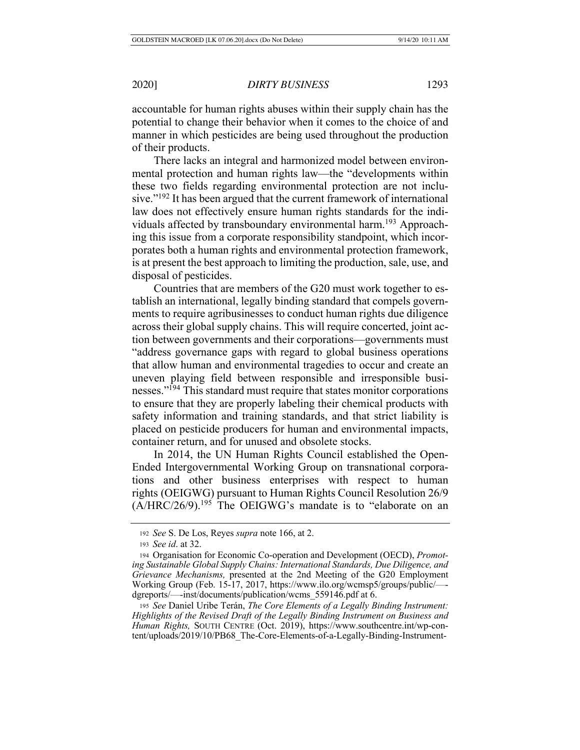accountable for human rights abuses within their supply chain has the potential to change their behavior when it comes to the choice of and manner in which pesticides are being used throughout the production of their products.

There lacks an integral and harmonized model between environmental protection and human rights law—the "developments within these two fields regarding environmental protection are not inclusive."[192] It has been argued that the current framework of international law does not effectively ensure human rights standards for the individuals affected by transboundary environmental harm.[193] Approaching this issue from a corporate responsibility standpoint, which incorporates both a human rights and environmental protection framework, is at present the best approach to limiting the production, sale, use, and disposal of pesticides.

Countries that are members of the G20 must work together to establish an international, legally binding standard that compels governments to require agribusinesses to conduct human rights due diligence across their global supply chains. This will require concerted, joint action between governments and their corporations—governments must "address governance gaps with regard to global business operations that allow human and environmental tragedies to occur and create an uneven playing field between responsible and irresponsible businesses."[194] This standard must require that states monitor corporations to ensure that they are properly labeling their chemical products with safety information and training standards, and that strict liability is placed on pesticide producers for human and environmental impacts, container return, and for unused and obsolete stocks.

In 2014, the UN Human Rights Council established the Open-Ended Intergovernmental Working Group on transnational corporations and other business enterprises with respect to human rights (OEIGWG) pursuant to Human Rights Council Resolution 26/9 (A/HRC/26/9).[195] The OEIGWG's mandate is to "elaborate on an

---

192 *See* S. De Los, Reyes *supra* note 166, at 2.

193 *See id*. at 32.

194 Organisation for Economic Co-operation and Development (OECD), *Promoting Sustainable Global Supply Chains: International Standards, Due Diligence, and Grievance Mechanisms,* presented at the 2nd Meeting of the G20 Employment Working Group (Feb. 15-17, 2017, https://www.ilo.org/wcmsp5/groups/public/—-dgreports/—-inst/documents/publication/wcms_559146.pdf at 6.

195 *See* Daniel Uribe Terán, *The Core Elements of a Legally Binding Instrument: Highlights of the Revised Draft of the Legally Binding Instrument on Business and Human Rights,* SOUTH CENTRE (Oct. 2019), https://www.southcentre.int/wp-content/uploads/2019/10/PB68_The-Core-Elements-of-a-Legally-Binding-Instrument-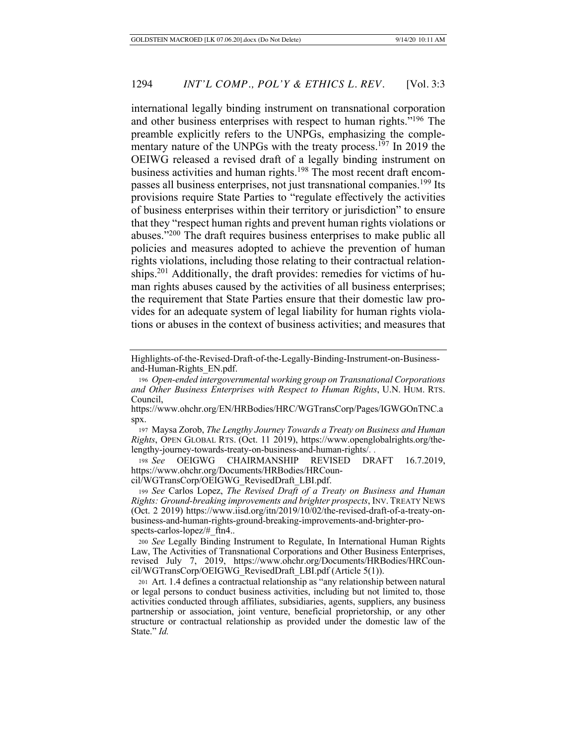international legally binding instrument on transnational corporation and other business enterprises with respect to human rights."[196] The preamble explicitly refers to the UNPGs, emphasizing the complementary nature of the UNPGs with the treaty process.[197] In 2019 the OEIWG released a revised draft of a legally binding instrument on business activities and human rights.[198] The most recent draft encompasses all business enterprises, not just transnational companies.[199] Its provisions require State Parties to "regulate effectively the activities of business enterprises within their territory or jurisdiction" to ensure that they "respect human rights and prevent human rights violations or abuses."[200] The draft requires business enterprises to make public all policies and measures adopted to achieve the prevention of human rights violations, including those relating to their contractual relationships.[201] Additionally, the draft provides: remedies for victims of human rights abuses caused by the activities of all business enterprises; the requirement that State Parties ensure that their domestic law provides for an adequate system of legal liability for human rights violations or abuses in the context of business activities; and measures that

---

Highlights-of-the-Revised-Draft-of-the-Legally-Binding-Instrument-on-Business-and-Human-Rights_EN.pdf.

196 *Open-ended intergovernmental working group on Transnational Corporations and Other Business Enterprises with Respect to Human Rights*, U.N. HUM. RTS. Council, https://www.ohchr.org/EN/HRBodies/HRC/WGTransCorp/Pages/IGWGOnTNC.aspx.

197 Maysa Zorob, *The Lengthy Journey Towards a Treaty on Business and Human Rights*, OPEN GLOBAL RTS. (Oct. 11 2019), https://www.openglobalrights.org/the-lengthy-journey-towards-treaty-on-business-and-human-rights/. .

198 *See* OEIGWG CHAIRMANSHIP REVISED DRAFT 16.7.2019, https://www.ohchr.org/Documents/HRBodies/HRCouncil/WGTransCorp/OEIGWG_RevisedDraft_LBI.pdf.

199 *See* Carlos Lopez, *The Revised Draft of a Treaty on Business and Human Rights: Ground-breaking improvements and brighter prospects*, INV. TREATY NEWS (Oct. 2 2019) https://www.iisd.org/itn/2019/10/02/the-revised-draft-of-a-treaty-on-business-and-human-rights-ground-breaking-improvements-and-brighter-prospects-carlos-lopez/#_ftn4..

200 *See* Legally Binding Instrument to Regulate, In International Human Rights Law, The Activities of Transnational Corporations and Other Business Enterprises, revised July 7, 2019, https://www.ohchr.org/Documents/HRBodies/HRCouncil/WGTransCorp/OEIGWG_RevisedDraft_LBI.pdf (Article 5(1)).

201 Art. 1.4 defines a contractual relationship as "any relationship between natural or legal persons to conduct business activities, including but not limited to, those activities conducted through affiliates, subsidiaries, agents, suppliers, any business partnership or association, joint venture, beneficial proprietorship, or any other structure or contractual relationship as provided under the domestic law of the State." *Id.*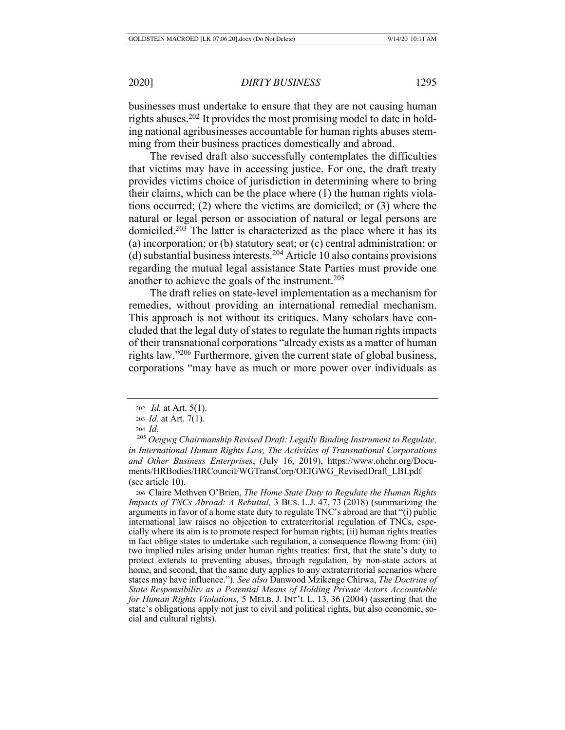businesses must undertake to ensure that they are not causing human rights abuses.[202] It provides the most promising model to date in holding national agribusinesses accountable for human rights abuses stemming from their business practices domestically and abroad.

The revised draft also successfully contemplates the difficulties that victims may have in accessing justice. For one, the draft treaty provides victims choice of jurisdiction in determining where to bring their claims, which can be the place where (1) the human rights violations occurred; (2) where the victims are domiciled; or (3) where the natural or legal person or association of natural or legal persons are domiciled.[203] The latter is characterized as the place where it has its (a) incorporation; or (b) statutory seat; or (c) central administration; or (d) substantial business interests.[204] Article 10 also contains provisions regarding the mutual legal assistance State Parties must provide one another to achieve the goals of the instrument.[205]

The draft relies on state-level implementation as a mechanism for remedies, without providing an international remedial mechanism. This approach is not without its critiques. Many scholars have concluded that the legal duty of states to regulate the human rights impacts of their transnational corporations "already exists as a matter of human rights law."[206] Furthermore, given the current state of global business, corporations "may have as much or more power over individuals as

---

202 *Id.* at Art. 5(1).

203 *Id.* at Art. 7(1).

204 *Id.*

205 *Oeigwg Chairmanship Revised Draft: Legally Binding Instrument to Regulate, in International Human Rights Law, The Activities of Transnational Corporations and Other Business Enterprises*, (July 16, 2019), https://www.ohchr.org/Documents/HRBodies/HRCouncil/WGTransCorp/OEIGWG_RevisedDraft_LBI.pdf (see article 10).

206 Claire Methven O'Brien, *The Home State Duty to Regulate the Human Rights Impacts of TNCs Abroad: A Rebuttal,* 3 BUS. L.J. 47, 73 (2018) (summarizing the arguments in favor of a home state duty to regulate TNC's abroad are that "(i) public international law raises no objection to extraterritorial regulation of TNCs, especially where its aim is to promote respect for human rights; (ii) human rights treaties in fact oblige states to undertake such regulation, a consequence flowing from: (iii) two implied rules arising under human rights treaties: first, that the state's duty to protect extends to preventing abuses, through regulation, by non-state actors at home, and second, that the same duty applies to any extraterritorial scenarios where states may have influence."). *See also* Danwood Mzikenge Chirwa, *The Doctrine of State Responsibility as a Potential Means of Holding Private Actors Accountable for Human Rights Violations,* 5 MELB. J. INT'L L. 13, 36 (2004) (asserting that the state's obligations apply not just to civil and political rights, but also economic, social and cultural rights).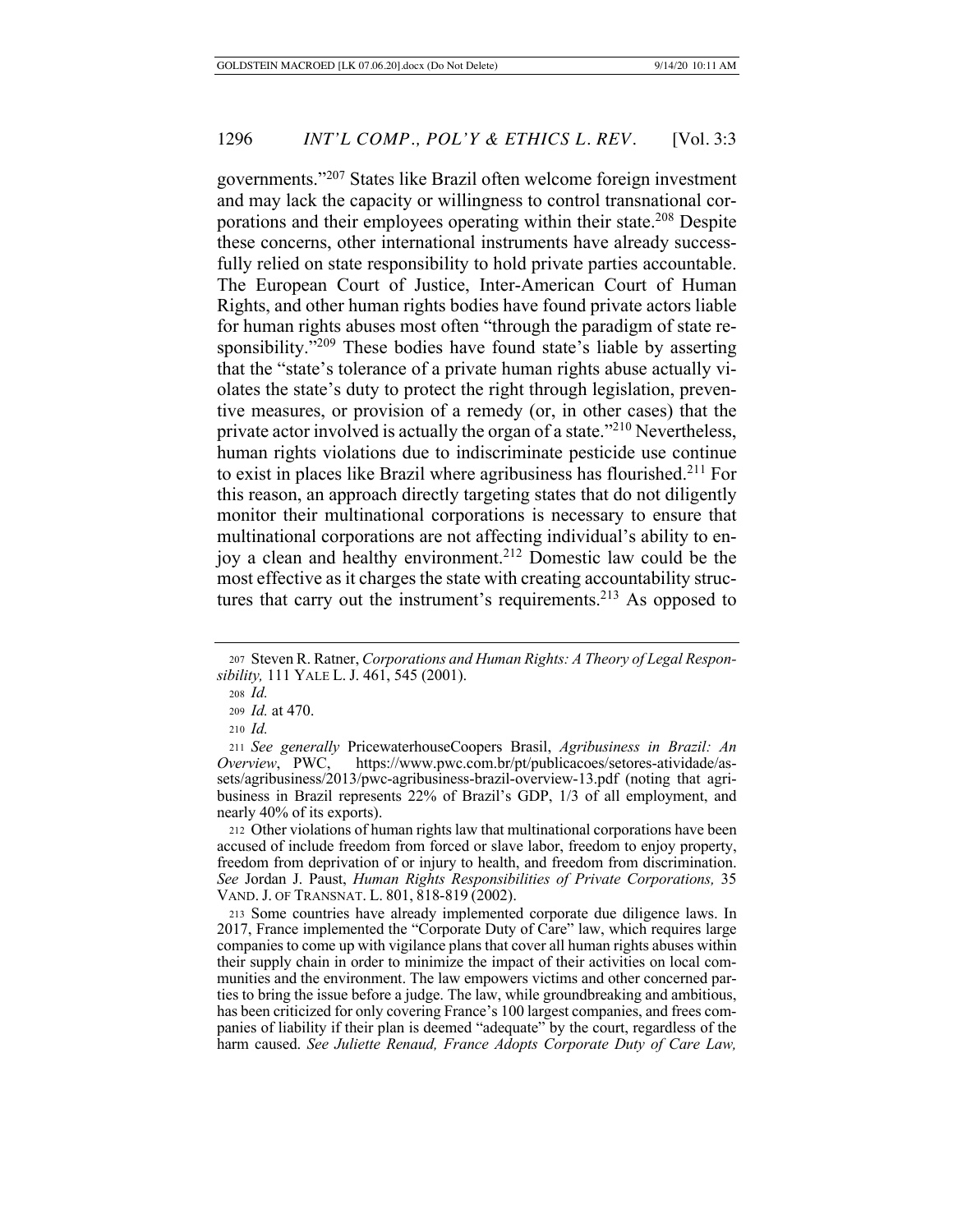governments."[207] States like Brazil often welcome foreign investment and may lack the capacity or willingness to control transnational corporations and their employees operating within their state.[208] Despite these concerns, other international instruments have already successfully relied on state responsibility to hold private parties accountable. The European Court of Justice, Inter-American Court of Human Rights, and other human rights bodies have found private actors liable for human rights abuses most often "through the paradigm of state responsibility."[209] These bodies have found state's liable by asserting that the "state's tolerance of a private human rights abuse actually violates the state's duty to protect the right through legislation, preventive measures, or provision of a remedy (or, in other cases) that the private actor involved is actually the organ of a state."[210] Nevertheless, human rights violations due to indiscriminate pesticide use continue to exist in places like Brazil where agribusiness has flourished.[211] For this reason, an approach directly targeting states that do not diligently monitor their multinational corporations is necessary to ensure that multinational corporations are not affecting individual's ability to enjoy a clean and healthy environment.[212] Domestic law could be the most effective as it charges the state with creating accountability structures that carry out the instrument's requirements.[213] As opposed to

---

207 Steven R. Ratner, *Corporations and Human Rights: A Theory of Legal Responsibility,* 111 YALE L. J. 461, 545 (2001).

208 *Id.*

209 *Id.* at 470.

210 *Id.*

211 *See generally* PricewaterhouseCoopers Brasil, *Agribusiness in Brazil: An Overview*, PWC, https://www.pwc.com.br/pt/publicacoes/setores-atividade/assets/agribusiness/2013/pwc-agribusiness-brazil-overview-13.pdf (noting that agribusiness in Brazil represents 22% of Brazil's GDP, 1/3 of all employment, and nearly 40% of its exports).

212 Other violations of human rights law that multinational corporations have been accused of include freedom from forced or slave labor, freedom to enjoy property, freedom from deprivation of or injury to health, and freedom from discrimination. *See* Jordan J. Paust, *Human Rights Responsibilities of Private Corporations,* 35 VAND. J. OF TRANSNAT. L. 801, 818-819 (2002).

213 Some countries have already implemented corporate due diligence laws. In 2017, France implemented the "Corporate Duty of Care" law, which requires large companies to come up with vigilance plans that cover all human rights abuses within their supply chain in order to minimize the impact of their activities on local communities and the environment. The law empowers victims and other concerned parties to bring the issue before a judge. The law, while groundbreaking and ambitious, has been criticized for only covering France's 100 largest companies, and frees companies of liability if their plan is deemed "adequate" by the court, regardless of the harm caused. *See Juliette Renaud, France Adopts Corporate Duty of Care Law,*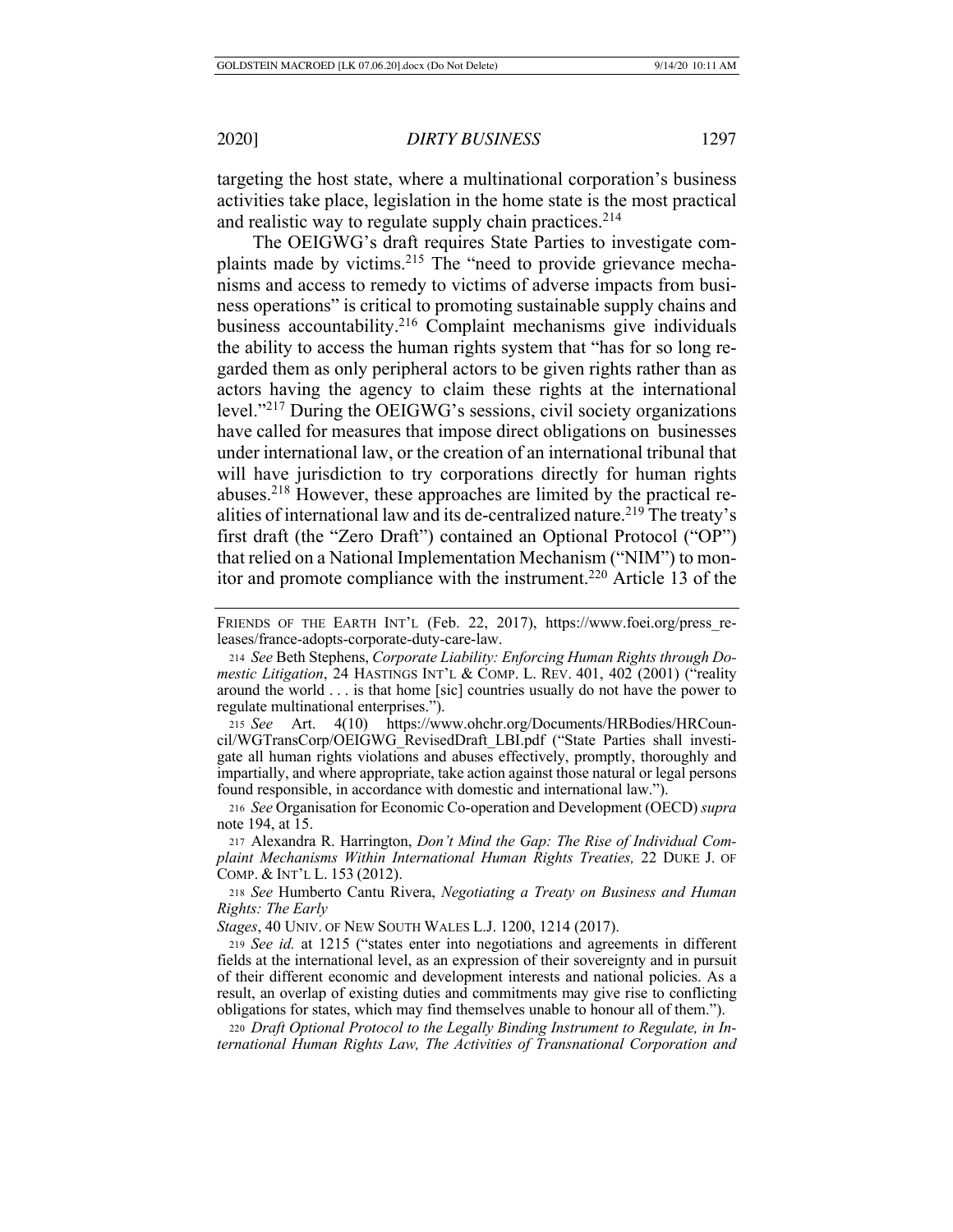targeting the host state, where a multinational corporation's business activities take place, legislation in the home state is the most practical and realistic way to regulate supply chain practices.[214]

The OEIGWG's draft requires State Parties to investigate complaints made by victims.[215] The "need to provide grievance mechanisms and access to remedy to victims of adverse impacts from business operations" is critical to promoting sustainable supply chains and business accountability.[216] Complaint mechanisms give individuals the ability to access the human rights system that "has for so long regarded them as only peripheral actors to be given rights rather than as actors having the agency to claim these rights at the international level."[217] During the OEIGWG's sessions, civil society organizations have called for measures that impose direct obligations on businesses under international law, or the creation of an international tribunal that will have jurisdiction to try corporations directly for human rights abuses.[218] However, these approaches are limited by the practical realities of international law and its de-centralized nature.[219] The treaty's first draft (the "Zero Draft") contained an Optional Protocol ("OP") that relied on a National Implementation Mechanism ("NIM") to monitor and promote compliance with the instrument.[220] Article 13 of the

---

FRIENDS OF THE EARTH INT'L (Feb. 22, 2017), https://www.foei.org/press_releases/france-adopts-corporate-duty-care-law.

214 *See* Beth Stephens, *Corporate Liability: Enforcing Human Rights through Domestic Litigation*, 24 HASTINGS INT'L & COMP. L. REV. 401, 402 (2001) ("reality around the world . . . is that home [sic] countries usually do not have the power to regulate multinational enterprises.").

215 *See* Art. 4(10) https://www.ohchr.org/Documents/HRBodies/HRCouncil/WGTransCorp/OEIGWG_RevisedDraft_LBI.pdf ("State Parties shall investigate all human rights violations and abuses effectively, promptly, thoroughly and impartially, and where appropriate, take action against those natural or legal persons found responsible, in accordance with domestic and international law.").

216 *See* Organisation for Economic Co-operation and Development (OECD) *supra* note 194, at 15.

217 Alexandra R. Harrington, *Don't Mind the Gap: The Rise of Individual Complaint Mechanisms Within International Human Rights Treaties,* 22 DUKE J. OF COMP. & INT'L L. 153 (2012).

218 *See* Humberto Cantu Rivera, *Negotiating a Treaty on Business and Human Rights: The Early Stages*, 40 UNIV. OF NEW SOUTH WALES L.J. 1200, 1214 (2017).

219 *See id.* at 1215 ("states enter into negotiations and agreements in different fields at the international level, as an expression of their sovereignty and in pursuit of their different economic and development interests and national policies. As a result, an overlap of existing duties and commitments may give rise to conflicting obligations for states, which may find themselves unable to honour all of them.").

220 *Draft Optional Protocol to the Legally Binding Instrument to Regulate, in International Human Rights Law, The Activities of Transnational Corporation and*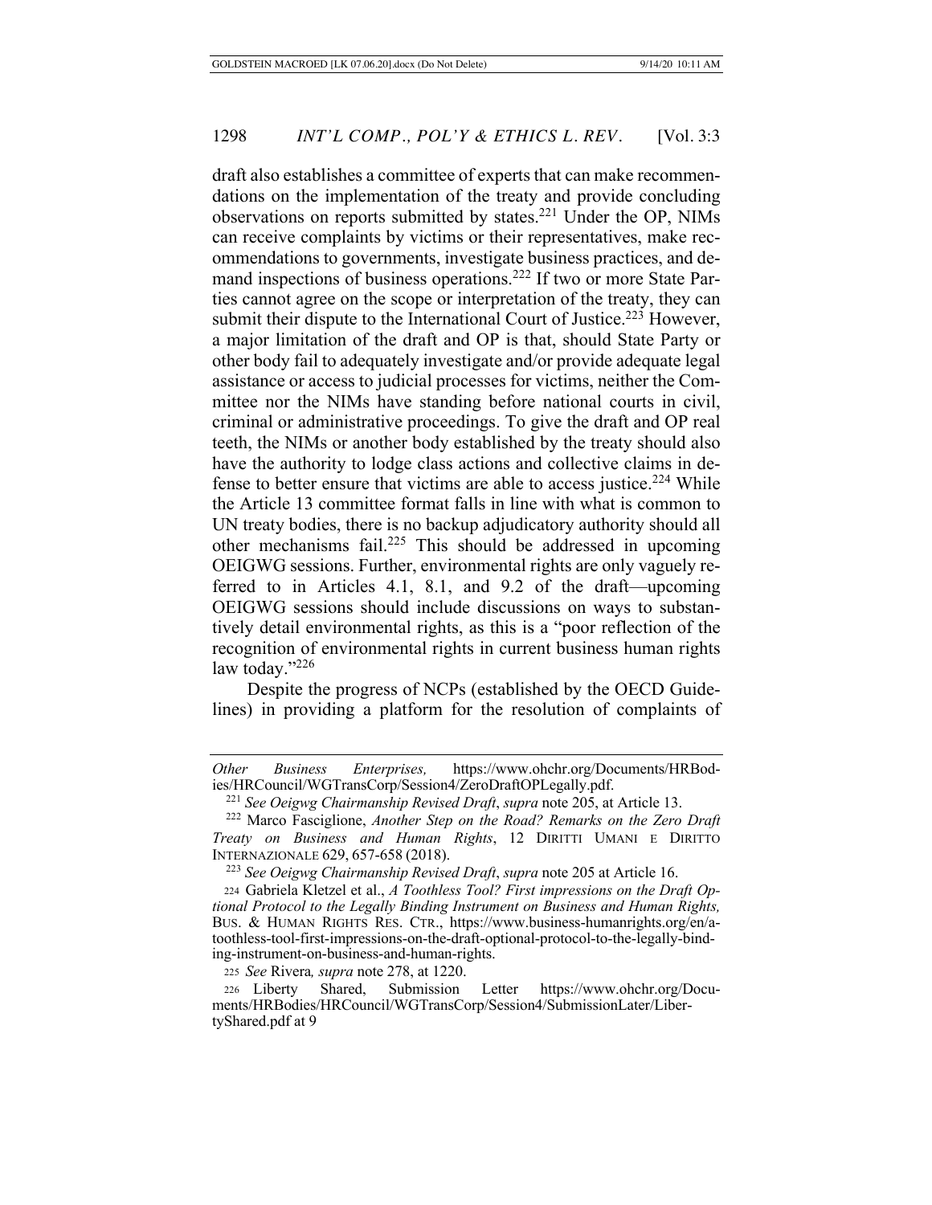draft also establishes a committee of experts that can make recommendations on the implementation of the treaty and provide concluding observations on reports submitted by states.[221] Under the OP, NIMs can receive complaints by victims or their representatives, make recommendations to governments, investigate business practices, and demand inspections of business operations.[222] If two or more State Parties cannot agree on the scope or interpretation of the treaty, they can submit their dispute to the International Court of Justice.[223] However, a major limitation of the draft and OP is that, should State Party or other body fail to adequately investigate and/or provide adequate legal assistance or access to judicial processes for victims, neither the Committee nor the NIMs have standing before national courts in civil, criminal or administrative proceedings. To give the draft and OP real teeth, the NIMs or another body established by the treaty should also have the authority to lodge class actions and collective claims in defense to better ensure that victims are able to access justice.[224] While the Article 13 committee format falls in line with what is common to UN treaty bodies, there is no backup adjudicatory authority should all other mechanisms fail.[225] This should be addressed in upcoming OEIGWG sessions. Further, environmental rights are only vaguely referred to in Articles 4.1, 8.1, and 9.2 of the draft—upcoming OEIGWG sessions should include discussions on ways to substantively detail environmental rights, as this is a "poor reflection of the recognition of environmental rights in current business human rights law today."[226]

Despite the progress of NCPs (established by the OECD Guidelines) in providing a platform for the resolution of complaints of

---

*Other Business Enterprises,* https://www.ohchr.org/Documents/HRBodies/HRCouncil/WGTransCorp/Session4/ZeroDraftOPLegally.pdf.

[221] *See Oeigwg Chairmanship Revised Draft*, *supra* note 205, at Article 13.

[222] Marco Fasciglione, *Another Step on the Road? Remarks on the Zero Draft Treaty on Business and Human Rights*, 12 DIRITTI UMANI E DIRITTO INTERNAZIONALE 629, 657-658 (2018).

[223] *See Oeigwg Chairmanship Revised Draft*, *supra* note 205 at Article 16.

[224] Gabriela Kletzel et al., *A Toothless Tool? First impressions on the Draft Optional Protocol to the Legally Binding Instrument on Business and Human Rights,* BUS. & HUMAN RIGHTS RES. CTR., https://www.business-humanrights.org/en/a-toothless-tool-first-impressions-on-the-draft-optional-protocol-to-the-legally-binding-instrument-on-business-and-human-rights.

[225] *See* Rivera*, supra* note 278, at 1220.

[226] Liberty Shared, Submission Letter https://www.ohchr.org/Documents/HRBodies/HRCouncil/WGTransCorp/Session4/SubmissionLater/LibertyShared.pdf at 9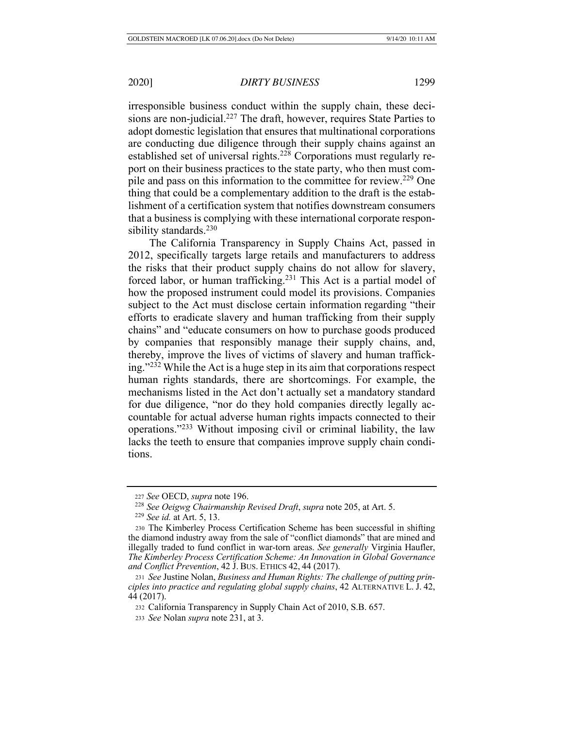irresponsible business conduct within the supply chain, these decisions are non-judicial.[227] The draft, however, requires State Parties to adopt domestic legislation that ensures that multinational corporations are conducting due diligence through their supply chains against an established set of universal rights.[228] Corporations must regularly report on their business practices to the state party, who then must compile and pass on this information to the committee for review.[229] One thing that could be a complementary addition to the draft is the establishment of a certification system that notifies downstream consumers that a business is complying with these international corporate responsibility standards.[230]

The California Transparency in Supply Chains Act, passed in 2012, specifically targets large retails and manufacturers to address the risks that their product supply chains do not allow for slavery, forced labor, or human trafficking.[231] This Act is a partial model of how the proposed instrument could model its provisions. Companies subject to the Act must disclose certain information regarding "their efforts to eradicate slavery and human trafficking from their supply chains" and "educate consumers on how to purchase goods produced by companies that responsibly manage their supply chains, and, thereby, improve the lives of victims of slavery and human trafficking."[232] While the Act is a huge step in its aim that corporations respect human rights standards, there are shortcomings. For example, the mechanisms listed in the Act don't actually set a mandatory standard for due diligence, "nor do they hold companies directly legally accountable for actual adverse human rights impacts connected to their operations."[233] Without imposing civil or criminal liability, the law lacks the teeth to ensure that companies improve supply chain conditions.

---

[227] *See* OECD, *supra* note 196.

[228] *See Oeigwg Chairmanship Revised Draft*, *supra* note 205, at Art. 5.

[229] *See id.* at Art. 5, 13.

[230] The Kimberley Process Certification Scheme has been successful in shifting the diamond industry away from the sale of "conflict diamonds" that are mined and illegally traded to fund conflict in war-torn areas. *See generally* Virginia Haufler, *The Kimberley Process Certification Scheme: An Innovation in Global Governance and Conflict Prevention*, 42 J. BUS. ETHICS 42, 44 (2017).

[231] *See* Justine Nolan, *Business and Human Rights: The challenge of putting principles into practice and regulating global supply chains*, 42 ALTERNATIVE L. J. 42, 44 (2017).

[232] California Transparency in Supply Chain Act of 2010, S.B. 657.

[233] *See* Nolan *supra* note 231, at 3.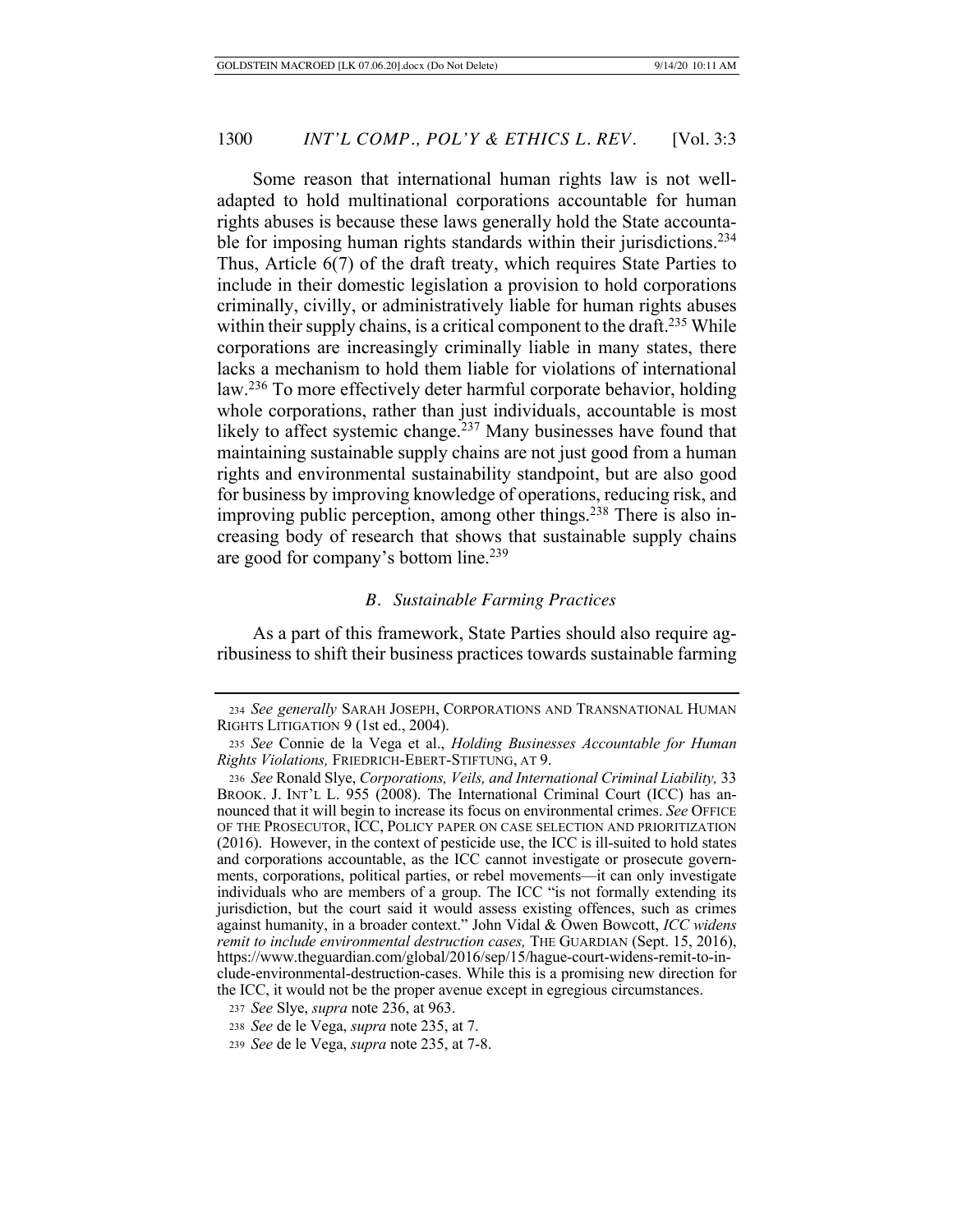Some reason that international human rights law is not well-adapted to hold multinational corporations accountable for human rights abuses is because these laws generally hold the State accountable for imposing human rights standards within their jurisdictions.[234] Thus, Article 6(7) of the draft treaty, which requires State Parties to include in their domestic legislation a provision to hold corporations criminally, civilly, or administratively liable for human rights abuses within their supply chains, is a critical component to the draft.[235] While corporations are increasingly criminally liable in many states, there lacks a mechanism to hold them liable for violations of international law.[236] To more effectively deter harmful corporate behavior, holding whole corporations, rather than just individuals, accountable is most likely to affect systemic change.[237] Many businesses have found that maintaining sustainable supply chains are not just good from a human rights and environmental sustainability standpoint, but are also good for business by improving knowledge of operations, reducing risk, and improving public perception, among other things.[238] There is also increasing body of research that shows that sustainable supply chains are good for company's bottom line.[239]

### *B. Sustainable Farming Practices*

As a part of this framework, State Parties should also require agribusiness to shift their business practices towards sustainable farming

---

234 *See generally* SARAH JOSEPH, CORPORATIONS AND TRANSNATIONAL HUMAN RIGHTS LITIGATION 9 (1st ed., 2004).

235 *See* Connie de la Vega et al., *Holding Businesses Accountable for Human Rights Violations,* FRIEDRICH-EBERT-STIFTUNG, AT 9.

236 *See* Ronald Slye, *Corporations, Veils, and International Criminal Liability,* 33 BROOK. J. INT'L L. 955 (2008). The International Criminal Court (ICC) has announced that it will begin to increase its focus on environmental crimes. *See* OFFICE OF THE PROSECUTOR, ICC, POLICY PAPER ON CASE SELECTION AND PRIORITIZATION (2016). However, in the context of pesticide use, the ICC is ill-suited to hold states and corporations accountable, as the ICC cannot investigate or prosecute governments, corporations, political parties, or rebel movements—it can only investigate individuals who are members of a group. The ICC "is not formally extending its jurisdiction, but the court said it would assess existing offences, such as crimes against humanity, in a broader context." John Vidal & Owen Bowcott, *ICC widens remit to include environmental destruction cases,* THE GUARDIAN (Sept. 15, 2016), https://www.theguardian.com/global/2016/sep/15/hague-court-widens-remit-to-include-environmental-destruction-cases. While this is a promising new direction for the ICC, it would not be the proper avenue except in egregious circumstances.

237 *See* Slye, *supra* note 236, at 963.

238 *See* de le Vega, *supra* note 235, at 7.

239 *See* de le Vega, *supra* note 235, at 7-8.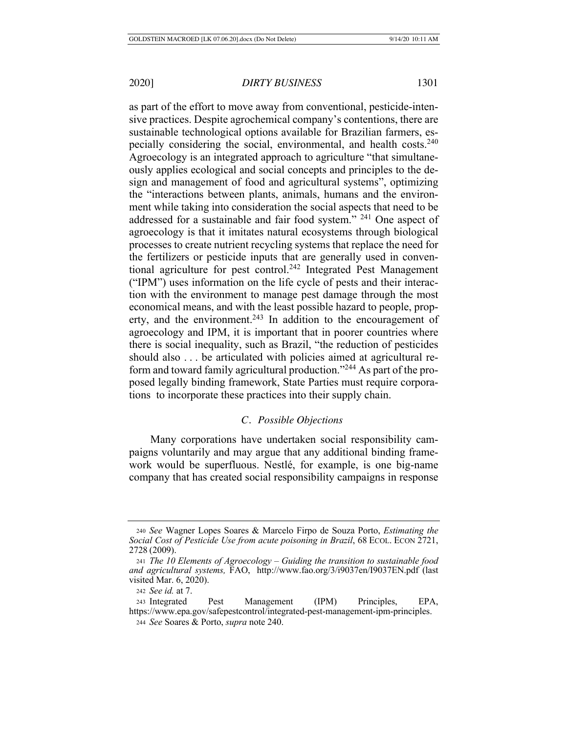as part of the effort to move away from conventional, pesticide-intensive practices. Despite agrochemical company's contentions, there are sustainable technological options available for Brazilian farmers, especially considering the social, environmental, and health costs.[240] Agroecology is an integrated approach to agriculture "that simultaneously applies ecological and social concepts and principles to the design and management of food and agricultural systems", optimizing the "interactions between plants, animals, humans and the environment while taking into consideration the social aspects that need to be addressed for a sustainable and fair food system." [241] One aspect of agroecology is that it imitates natural ecosystems through biological processes to create nutrient recycling systems that replace the need for the fertilizers or pesticide inputs that are generally used in conventional agriculture for pest control.[242] Integrated Pest Management ("IPM") uses information on the life cycle of pests and their interaction with the environment to manage pest damage through the most economical means, and with the least possible hazard to people, property, and the environment.[243] In addition to the encouragement of agroecology and IPM, it is important that in poorer countries where there is social inequality, such as Brazil, "the reduction of pesticides should also . . . be articulated with policies aimed at agricultural reform and toward family agricultural production."[244] As part of the proposed legally binding framework, State Parties must require corporations to incorporate these practices into their supply chain.

### *C. Possible Objections*

Many corporations have undertaken social responsibility campaigns voluntarily and may argue that any additional binding framework would be superfluous. Nestlé, for example, is one big-name company that has created social responsibility campaigns in response

---

240 *See* Wagner Lopes Soares & Marcelo Firpo de Souza Porto, *Estimating the Social Cost of Pesticide Use from acute poisoning in Brazil*, 68 ECOL. ECON 2721, 2728 (2009).

241 *The 10 Elements of Agroecology – Guiding the transition to sustainable food and agricultural systems,* FAO, http://www.fao.org/3/i9037en/I9037EN.pdf (last visited Mar. 6, 2020).

242 *See id.* at 7.

243 Integrated Pest Management (IPM) Principles, EPA, https://www.epa.gov/safepestcontrol/integrated-pest-management-ipm-principles.

244 *See* Soares & Porto, *supra* note 240.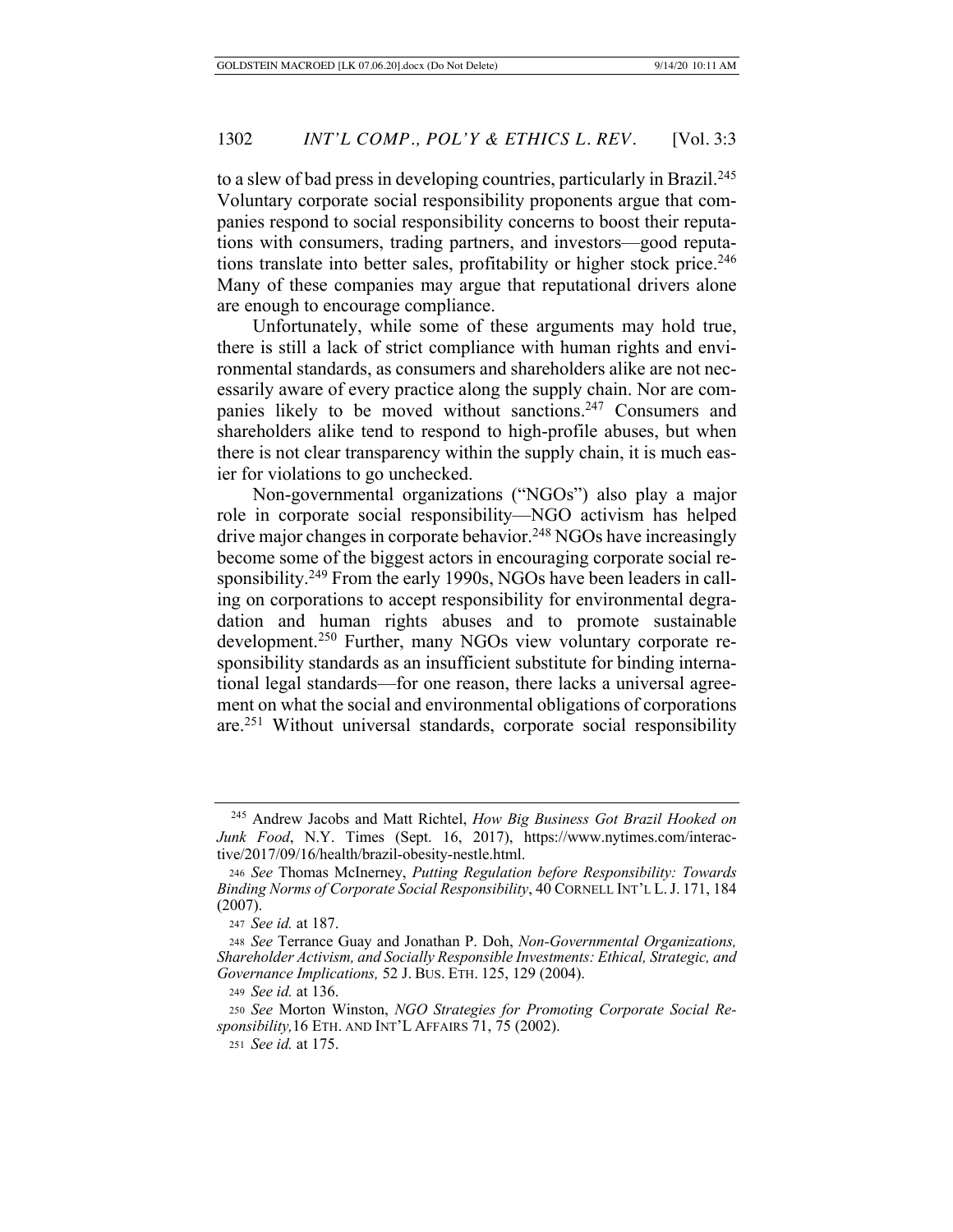to a slew of bad press in developing countries, particularly in Brazil.[245] Voluntary corporate social responsibility proponents argue that companies respond to social responsibility concerns to boost their reputations with consumers, trading partners, and investors—good reputations translate into better sales, profitability or higher stock price.[246] Many of these companies may argue that reputational drivers alone are enough to encourage compliance.

Unfortunately, while some of these arguments may hold true, there is still a lack of strict compliance with human rights and environmental standards, as consumers and shareholders alike are not necessarily aware of every practice along the supply chain. Nor are companies likely to be moved without sanctions.[247] Consumers and shareholders alike tend to respond to high-profile abuses, but when there is not clear transparency within the supply chain, it is much easier for violations to go unchecked.

Non-governmental organizations ("NGOs") also play a major role in corporate social responsibility—NGO activism has helped drive major changes in corporate behavior.[248] NGOs have increasingly become some of the biggest actors in encouraging corporate social responsibility.[249] From the early 1990s, NGOs have been leaders in calling on corporations to accept responsibility for environmental degradation and human rights abuses and to promote sustainable development.[250] Further, many NGOs view voluntary corporate responsibility standards as an insufficient substitute for binding international legal standards—for one reason, there lacks a universal agreement on what the social and environmental obligations of corporations are.[251] Without universal standards, corporate social responsibility

---

[245] Andrew Jacobs and Matt Richtel, *How Big Business Got Brazil Hooked on Junk Food*, N.Y. Times (Sept. 16, 2017), https://www.nytimes.com/interactive/2017/09/16/health/brazil-obesity-nestle.html.

[246] *See* Thomas McInerney, *Putting Regulation before Responsibility: Towards Binding Norms of Corporate Social Responsibility*, 40 CORNELL INT'L L. J. 171, 184 (2007).

[247] *See id.* at 187.

[248] *See* Terrance Guay and Jonathan P. Doh, *Non-Governmental Organizations, Shareholder Activism, and Socially Responsible Investments: Ethical, Strategic, and Governance Implications,* 52 J. BUS. ETH. 125, 129 (2004).

[249] *See id.* at 136.

[250] *See* Morton Winston, *NGO Strategies for Promoting Corporate Social Responsibility,*16 ETH. AND INT'L AFFAIRS 71, 75 (2002).

[251] *See id.* at 175.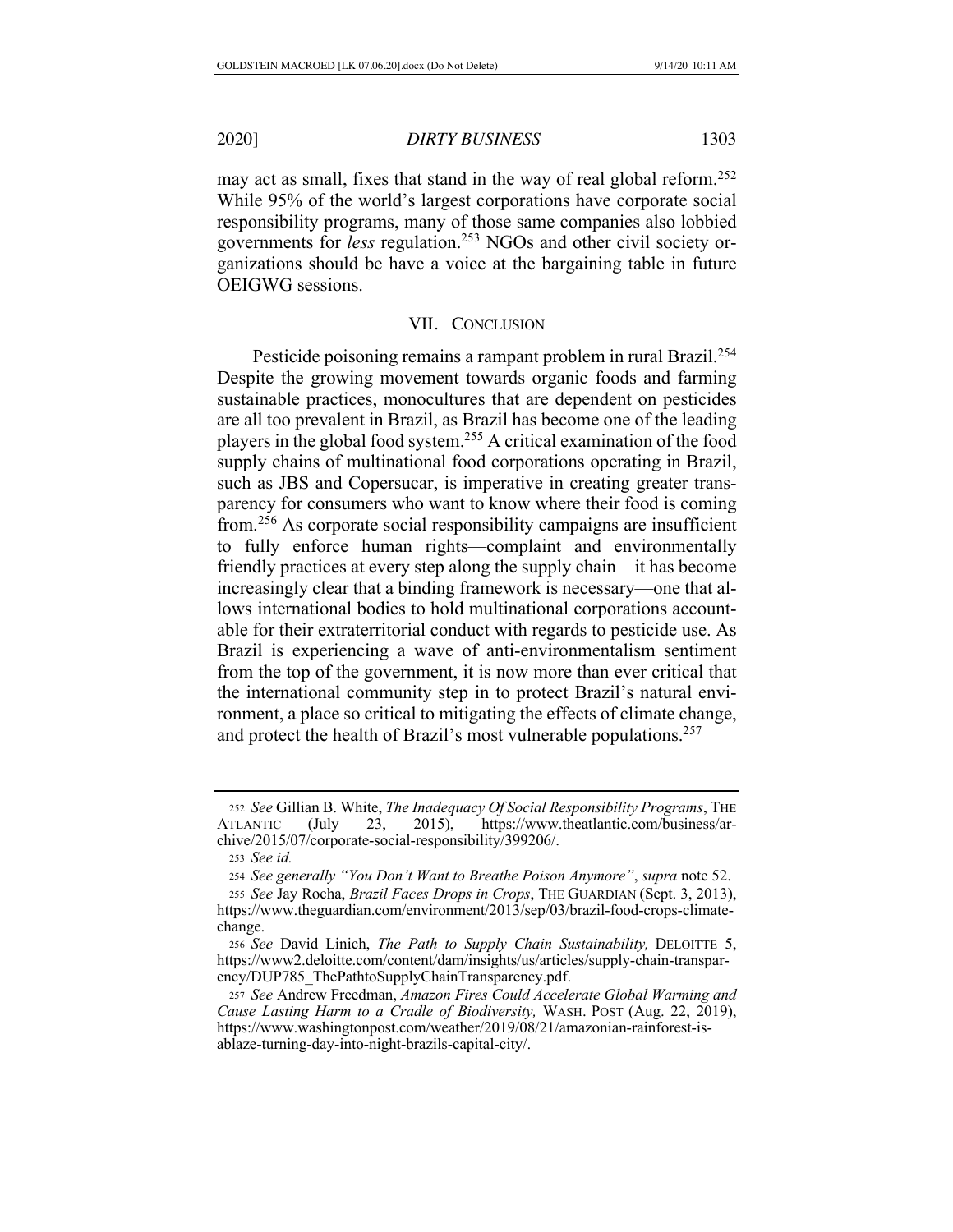may act as small, fixes that stand in the way of real global reform.[252] While 95% of the world's largest corporations have corporate social responsibility programs, many of those same companies also lobbied governments for *less* regulation.[253] NGOs and other civil society organizations should be have a voice at the bargaining table in future OEIGWG sessions.

## VII. Conclusion

Pesticide poisoning remains a rampant problem in rural Brazil.[254] Despite the growing movement towards organic foods and farming sustainable practices, monocultures that are dependent on pesticides are all too prevalent in Brazil, as Brazil has become one of the leading players in the global food system.[255] A critical examination of the food supply chains of multinational food corporations operating in Brazil, such as JBS and Copersucar, is imperative in creating greater transparency for consumers who want to know where their food is coming from.[256] As corporate social responsibility campaigns are insufficient to fully enforce human rights—complaint and environmentally friendly practices at every step along the supply chain—it has become increasingly clear that a binding framework is necessary—one that allows international bodies to hold multinational corporations accountable for their extraterritorial conduct with regards to pesticide use. As Brazil is experiencing a wave of anti-environmentalism sentiment from the top of the government, it is now more than ever critical that the international community step in to protect Brazil's natural environment, a place so critical to mitigating the effects of climate change, and protect the health of Brazil's most vulnerable populations.[257]

---

252 *See* Gillian B. White, *The Inadequacy Of Social Responsibility Programs*, THE ATLANTIC (July 23, 2015), https://www.theatlantic.com/business/archive/2015/07/corporate-social-responsibility/399206/.

253 *See id.*

254 *See generally "You Don't Want to Breathe Poison Anymore"*, *supra* note 52.

255 *See* Jay Rocha, *Brazil Faces Drops in Crops*, THE GUARDIAN (Sept. 3, 2013), https://www.theguardian.com/environment/2013/sep/03/brazil-food-crops-climate-change.

256 *See* David Linich, *The Path to Supply Chain Sustainability,* DELOITTE 5, https://www2.deloitte.com/content/dam/insights/us/articles/supply-chain-transparency/DUP785_ThePathtoSupplyChainTransparency.pdf.

257 *See* Andrew Freedman, *Amazon Fires Could Accelerate Global Warming and Cause Lasting Harm to a Cradle of Biodiversity,* WASH. POST (Aug. 22, 2019), https://www.washingtonpost.com/weather/2019/08/21/amazonian-rainforest-is-ablaze-turning-day-into-night-brazils-capital-city/.